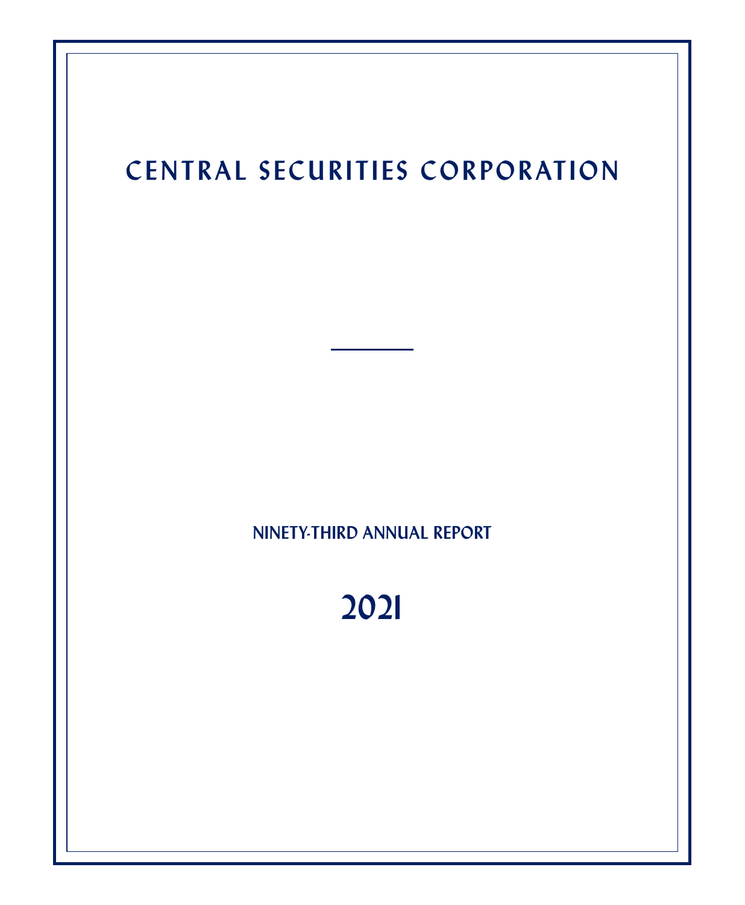# CENTRAL SECURITIES CORPORATION

---

NINETY-THIRD ANNUAL REPORT

2021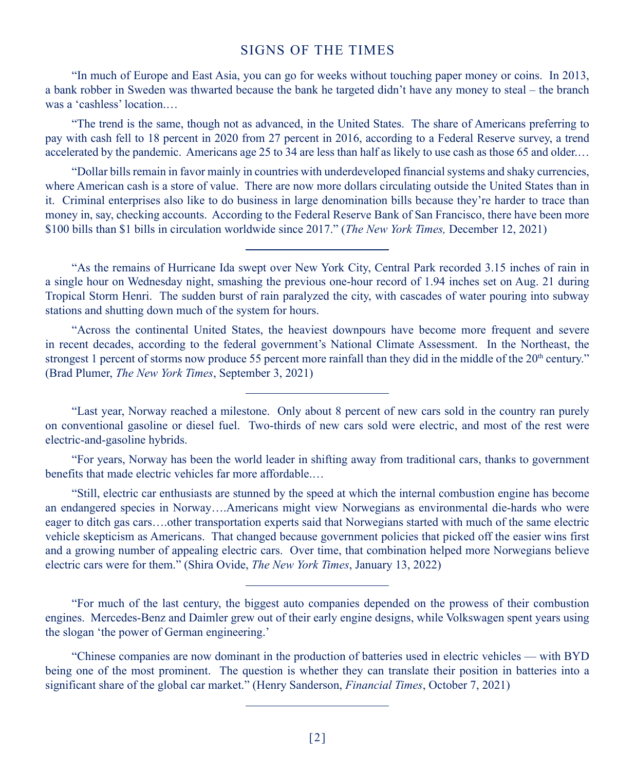# SIGNS OF THE TIMES

"In much of Europe and East Asia, you can go for weeks without touching paper money or coins. In 2013, a bank robber in Sweden was thwarted because the bank he targeted didn't have any money to steal – the branch was a 'cashless' location.…

"The trend is the same, though not as advanced, in the United States. The share of Americans preferring to pay with cash fell to 18 percent in 2020 from 27 percent in 2016, according to a Federal Reserve survey, a trend accelerated by the pandemic. Americans age 25 to 34 are less than half as likely to use cash as those 65 and older.…

"Dollar bills remain in favor mainly in countries with underdeveloped financial systems and shaky currencies, where American cash is a store of value. There are now more dollars circulating outside the United States than in it. Criminal enterprises also like to do business in large denomination bills because they're harder to trace than money in, say, checking accounts. According to the Federal Reserve Bank of San Francisco, there have been more $100 bills than $1 bills in circulation worldwide since 2017." (*The New York Times,* December 12, 2021)

---

"As the remains of Hurricane Ida swept over New York City, Central Park recorded 3.15 inches of rain in a single hour on Wednesday night, smashing the previous one-hour record of 1.94 inches set on Aug. 21 during Tropical Storm Henri. The sudden burst of rain paralyzed the city, with cascades of water pouring into subway stations and shutting down much of the system for hours.

"Across the continental United States, the heaviest downpours have become more frequent and severe in recent decades, according to the federal government's National Climate Assessment. In the Northeast, the strongest 1 percent of storms now produce 55 percent more rainfall than they did in the middle of the 20th century." (Brad Plumer, *The New York Times*, September 3, 2021)

---

"Last year, Norway reached a milestone. Only about 8 percent of new cars sold in the country ran purely on conventional gasoline or diesel fuel. Two-thirds of new cars sold were electric, and most of the rest were electric-and-gasoline hybrids.

"For years, Norway has been the world leader in shifting away from traditional cars, thanks to government benefits that made electric vehicles far more affordable.…

"Still, electric car enthusiasts are stunned by the speed at which the internal combustion engine has become an endangered species in Norway….Americans might view Norwegians as environmental die-hards who were eager to ditch gas cars….other transportation experts said that Norwegians started with much of the same electric vehicle skepticism as Americans. That changed because government policies that picked off the easier wins first and a growing number of appealing electric cars. Over time, that combination helped more Norwegians believe electric cars were for them." (Shira Ovide, *The New York Times*, January 13, 2022)

---

"For much of the last century, the biggest auto companies depended on the prowess of their combustion engines. Mercedes-Benz and Daimler grew out of their early engine designs, while Volkswagen spent years using the slogan 'the power of German engineering.'

"Chinese companies are now dominant in the production of batteries used in electric vehicles — with BYD being one of the most prominent. The question is whether they can translate their position in batteries into a significant share of the global car market." (Henry Sanderson, *Financial Times*, October 7, 2021)

---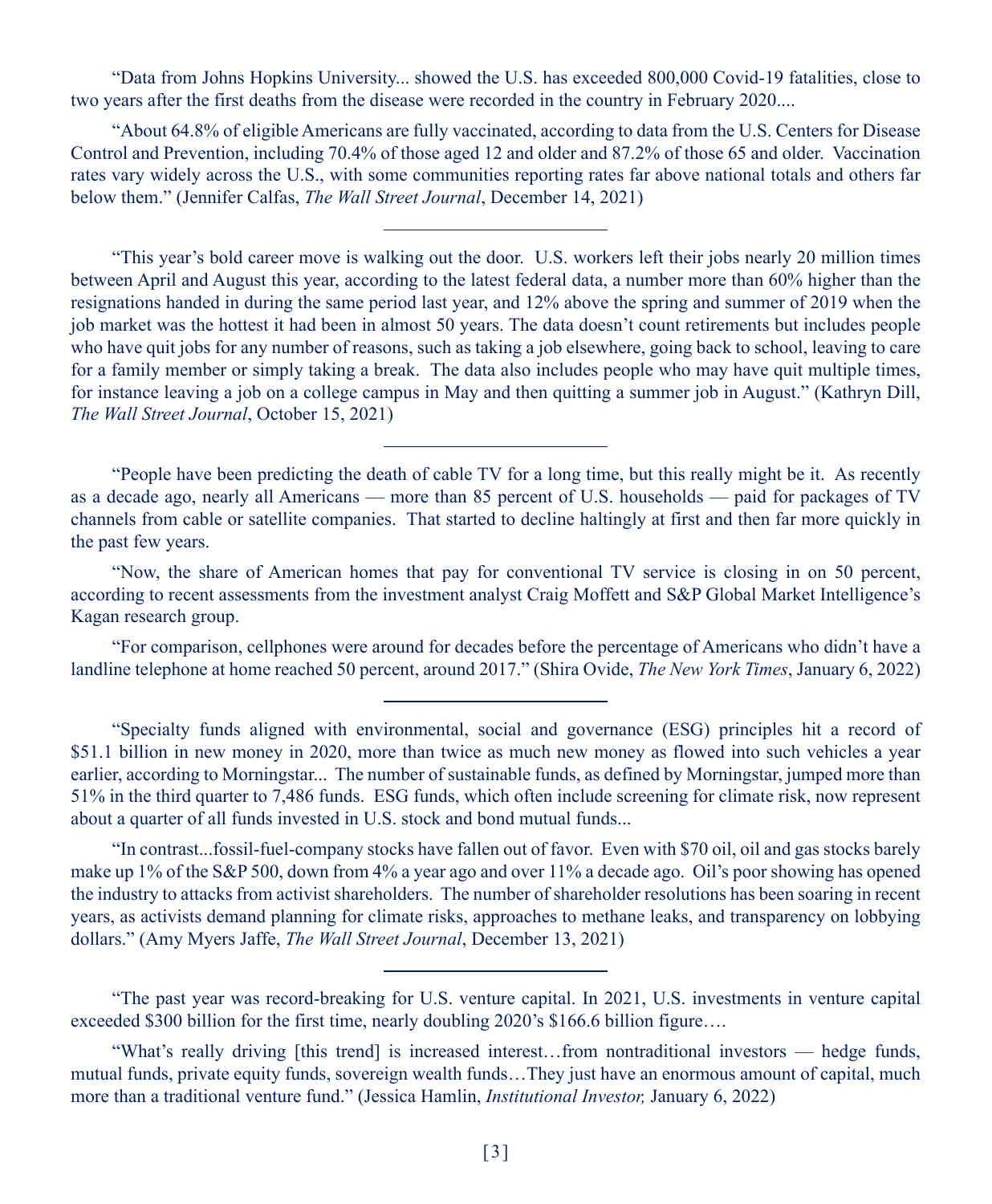"Data from Johns Hopkins University... showed the U.S. has exceeded 800,000 Covid-19 fatalities, close to two years after the first deaths from the disease were recorded in the country in February 2020....

"About 64.8% of eligible Americans are fully vaccinated, according to data from the U.S. Centers for Disease Control and Prevention, including 70.4% of those aged 12 and older and 87.2% of those 65 and older. Vaccination rates vary widely across the U.S., with some communities reporting rates far above national totals and others far below them." (Jennifer Calfas, *The Wall Street Journal*, December 14, 2021)

---

"This year's bold career move is walking out the door. U.S. workers left their jobs nearly 20 million times between April and August this year, according to the latest federal data, a number more than 60% higher than the resignations handed in during the same period last year, and 12% above the spring and summer of 2019 when the job market was the hottest it had been in almost 50 years. The data doesn't count retirements but includes people who have quit jobs for any number of reasons, such as taking a job elsewhere, going back to school, leaving to care for a family member or simply taking a break. The data also includes people who may have quit multiple times, for instance leaving a job on a college campus in May and then quitting a summer job in August." (Kathryn Dill, *The Wall Street Journal*, October 15, 2021)

---

"People have been predicting the death of cable TV for a long time, but this really might be it. As recently as a decade ago, nearly all Americans — more than 85 percent of U.S. households — paid for packages of TV channels from cable or satellite companies. That started to decline haltingly at first and then far more quickly in the past few years.

"Now, the share of American homes that pay for conventional TV service is closing in on 50 percent, according to recent assessments from the investment analyst Craig Moffett and S&P Global Market Intelligence's Kagan research group.

"For comparison, cellphones were around for decades before the percentage of Americans who didn't have a landline telephone at home reached 50 percent, around 2017." (Shira Ovide, *The New York Times*, January 6, 2022)

---

"Specialty funds aligned with environmental, social and governance (ESG) principles hit a record of $51.1 billion in new money in 2020, more than twice as much new money as flowed into such vehicles a year earlier, according to Morningstar... The number of sustainable funds, as defined by Morningstar, jumped more than 51% in the third quarter to 7,486 funds. ESG funds, which often include screening for climate risk, now represent about a quarter of all funds invested in U.S. stock and bond mutual funds...

"In contrast...fossil-fuel-company stocks have fallen out of favor. Even with $70 oil, oil and gas stocks barely make up 1% of the S&P 500, down from 4% a year ago and over 11% a decade ago. Oil's poor showing has opened the industry to attacks from activist shareholders. The number of shareholder resolutions has been soaring in recent years, as activists demand planning for climate risks, approaches to methane leaks, and transparency on lobbying dollars." (Amy Myers Jaffe, *The Wall Street Journal*, December 13, 2021)

---

"The past year was record-breaking for U.S. venture capital. In 2021, U.S. investments in venture capital exceeded $300 billion for the first time, nearly doubling 2020's $166.6 billion figure….

"What's really driving [this trend] is increased interest…from nontraditional investors — hedge funds, mutual funds, private equity funds, sovereign wealth funds…They just have an enormous amount of capital, much more than a traditional venture fund." (Jessica Hamlin, *Institutional Investor,* January 6, 2022)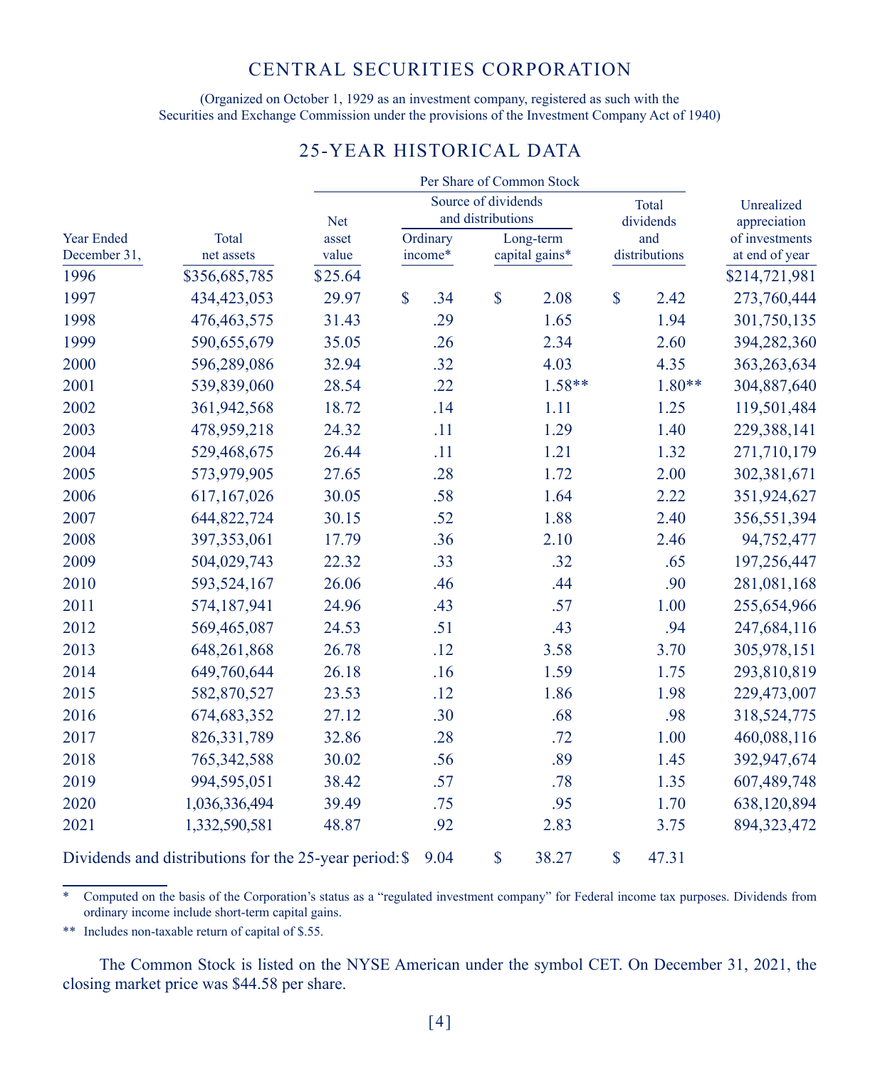# CENTRAL SECURITIES CORPORATION

(Organized on October 1, 1929 as an investment company, registered as such with the Securities and Exchange Commission under the provisions of the Investment Company Act of 1940)

## 25-YEAR HISTORICAL DATA

| | | Per Share of Common Stock | | | | |
|---|---|---|---|---|---|---|
| | | | Source of dividends and distributions | | | |
| Year Ended December 31, | Total net assets | Net asset value | Ordinary income* | Long-term capital gains* | Total dividends and distributions | Unrealized appreciation of investments at end of year |
| 1996 | $356,685,785 | $25.64 | | | | $214,721,981 |
| 1997 | 434,423,053 | 29.97 | $ .34 | $ 2.08 | $ 2.42 | 273,760,444 |
| 1998 | 476,463,575 | 31.43 | .29 | 1.65 | 1.94 | 301,750,135 |
| 1999 | 590,655,679 | 35.05 | .26 | 2.34 | 2.60 | 394,282,360 |
| 2000 | 596,289,086 | 32.94 | .32 | 4.03 | 4.35 | 363,263,634 |
| 2001 | 539,839,060 | 28.54 | .22 | 1.58** | 1.80** | 304,887,640 |
| 2002 | 361,942,568 | 18.72 | .14 | 1.11 | 1.25 | 119,501,484 |
| 2003 | 478,959,218 | 24.32 | .11 | 1.29 | 1.40 | 229,388,141 |
| 2004 | 529,468,675 | 26.44 | .11 | 1.21 | 1.32 | 271,710,179 |
| 2005 | 573,979,905 | 27.65 | .28 | 1.72 | 2.00 | 302,381,671 |
| 2006 | 617,167,026 | 30.05 | .58 | 1.64 | 2.22 | 351,924,627 |
| 2007 | 644,822,724 | 30.15 | .52 | 1.88 | 2.40 | 356,551,394 |
| 2008 | 397,353,061 | 17.79 | .36 | 2.10 | 2.46 | 94,752,477 |
| 2009 | 504,029,743 | 22.32 | .33 | .32 | .65 | 197,256,447 |
| 2010 | 593,524,167 | 26.06 | .46 | .44 | .90 | 281,081,168 |
| 2011 | 574,187,941 | 24.96 | .43 | .57 | 1.00 | 255,654,966 |
| 2012 | 569,465,087 | 24.53 | .51 | .43 | .94 | 247,684,116 |
| 2013 | 648,261,868 | 26.78 | .12 | 3.58 | 3.70 | 305,978,151 |
| 2014 | 649,760,644 | 26.18 | .16 | 1.59 | 1.75 | 293,810,819 |
| 2015 | 582,870,527 | 23.53 | .12 | 1.86 | 1.98 | 229,473,007 |
| 2016 | 674,683,352 | 27.12 | .30 | .68 | .98 | 318,524,775 |
| 2017 | 826,331,789 | 32.86 | .28 | .72 | 1.00 | 460,088,116 |
| 2018 | 765,342,588 | 30.02 | .56 | .89 | 1.45 | 392,947,674 |
| 2019 | 994,595,051 | 38.42 | .57 | .78 | 1.35 | 607,489,748 |
| 2020 | 1,036,336,494 | 39.49 | .75 | .95 | 1.70 | 638,120,894 |
| 2021 | 1,332,590,581 | 48.87 | .92 | 2.83 | 3.75 | 894,323,472 |
| Dividends and distributions for the 25-year period: | | | $ 9.04 | $ 38.27 | $ 47.31 | |

\* Computed on the basis of the Corporation's status as a "regulated investment company" for Federal income tax purposes. Dividends from ordinary income include short-term capital gains.

\*\* Includes non-taxable return of capital of $.55.

The Common Stock is listed on the NYSE American under the symbol CET. On December 31, 2021, the closing market price was $44.58 per share.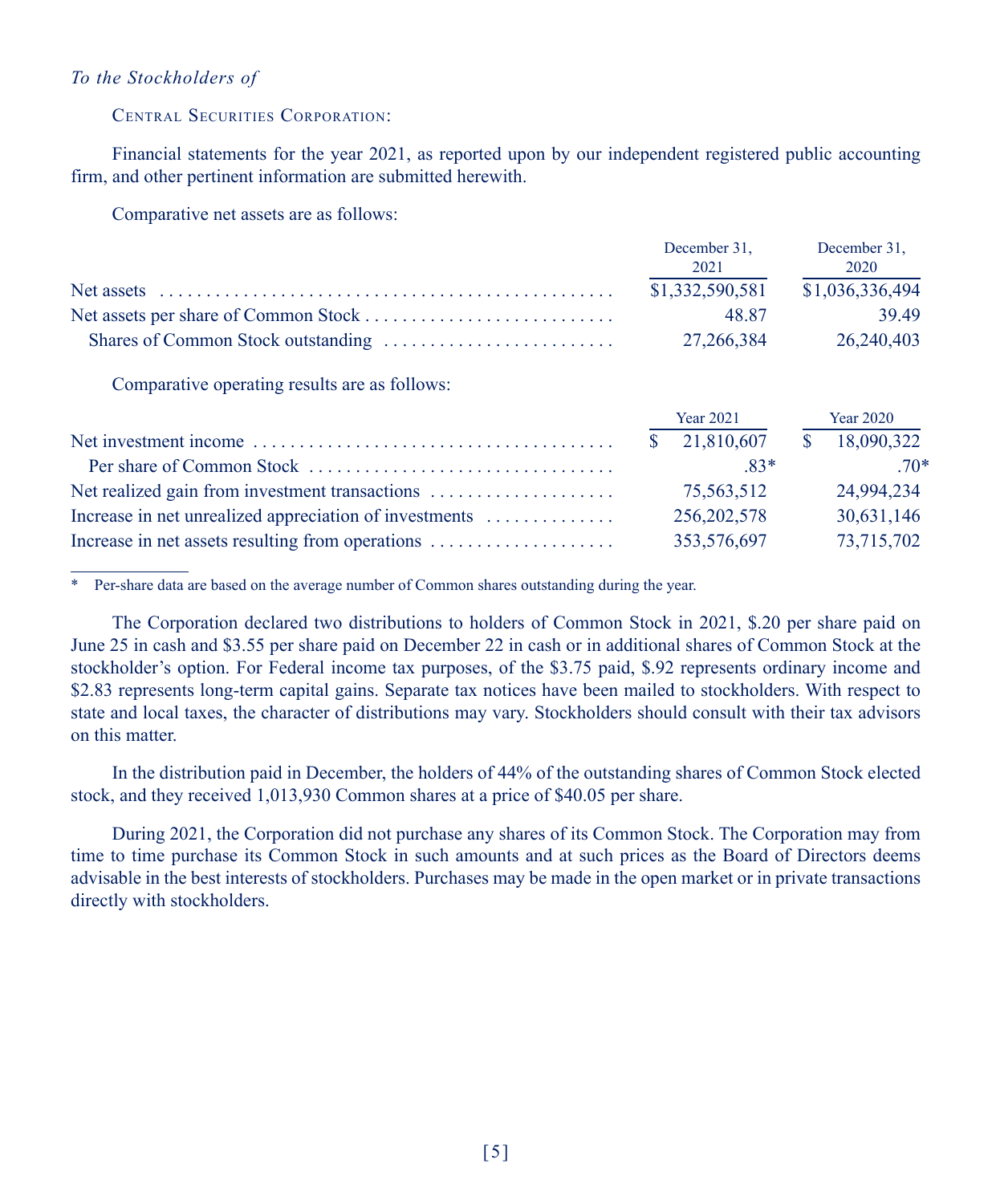*To the Stockholders of*

CENTRAL SECURITIES CORPORATION:

Financial statements for the year 2021, as reported upon by our independent registered public accounting firm, and other pertinent information are submitted herewith.

Comparative net assets are as follows:

| | December 31, 2021 | December 31, 2020 |
|---|---|---|
| Net assets | $1,332,590,581 | $1,036,336,494 |
| Net assets per share of Common Stock | 48.87 | 39.49 |
| Shares of Common Stock outstanding | 27,266,384 | 26,240,403 |

Comparative operating results are as follows:

| | Year 2021 | Year 2020 |
|---|---|---|
| Net investment income | $ 21,810,607 | $ 18,090,322 |
| Per share of Common Stock | .83* | .70* |
| Net realized gain from investment transactions | 75,563,512 | 24,994,234 |
| Increase in net unrealized appreciation of investments | 256,202,578 | 30,631,146 |
| Increase in net assets resulting from operations | 353,576,697 | 73,715,702 |

\* Per-share data are based on the average number of Common shares outstanding during the year.

The Corporation declared two distributions to holders of Common Stock in 2021, $.20 per share paid on June 25 in cash and $3.55 per share paid on December 22 in cash or in additional shares of Common Stock at the stockholder's option. For Federal income tax purposes, of the $3.75 paid, $.92 represents ordinary income and $2.83 represents long-term capital gains. Separate tax notices have been mailed to stockholders. With respect to state and local taxes, the character of distributions may vary. Stockholders should consult with their tax advisors on this matter.

In the distribution paid in December, the holders of 44% of the outstanding shares of Common Stock elected stock, and they received 1,013,930 Common shares at a price of $40.05 per share.

During 2021, the Corporation did not purchase any shares of its Common Stock. The Corporation may from time to time purchase its Common Stock in such amounts and at such prices as the Board of Directors deems advisable in the best interests of stockholders. Purchases may be made in the open market or in private transactions directly with stockholders.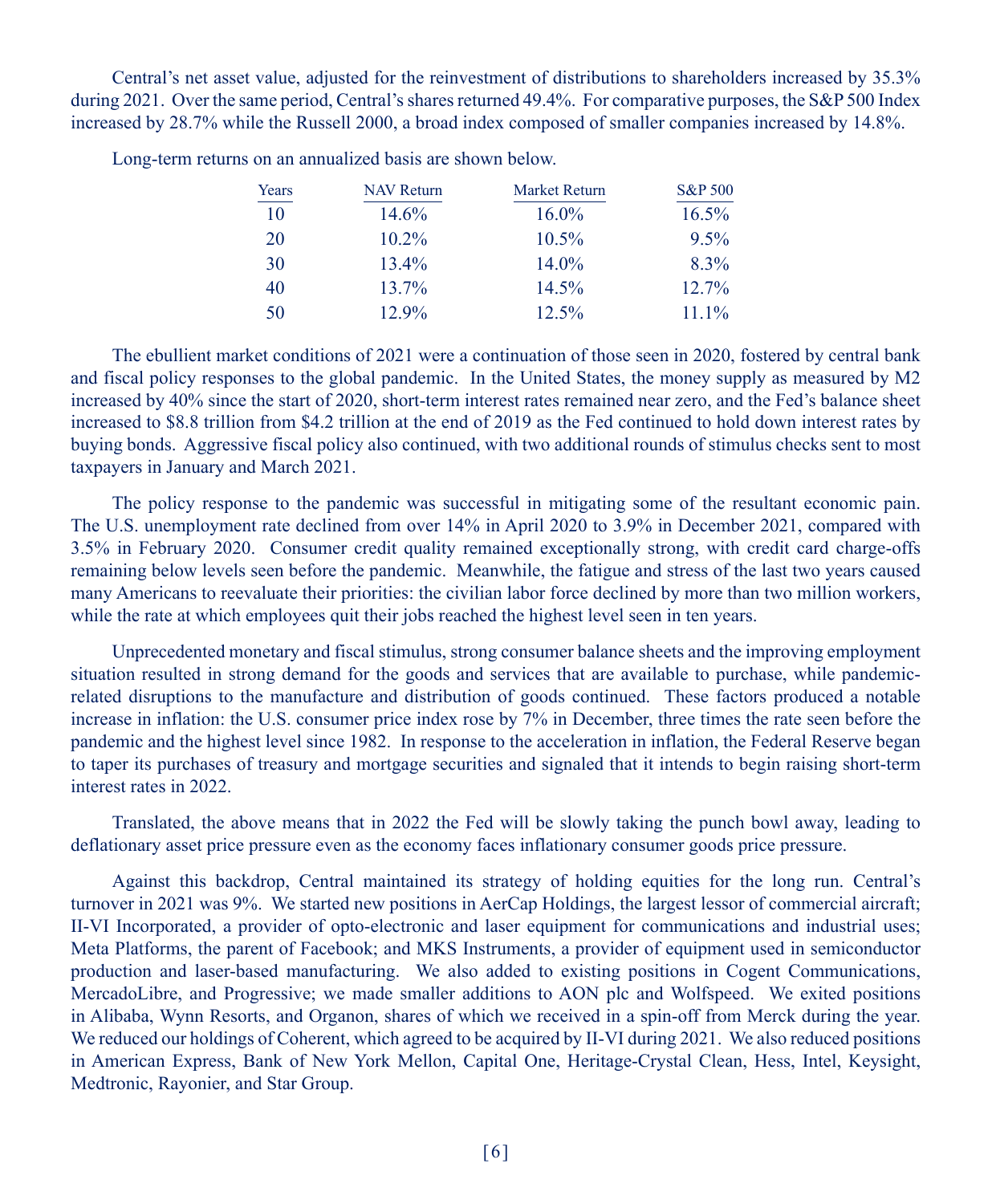Central's net asset value, adjusted for the reinvestment of distributions to shareholders increased by 35.3% during 2021. Over the same period, Central's shares returned 49.4%. For comparative purposes, the S&P 500 Index increased by 28.7% while the Russell 2000, a broad index composed of smaller companies increased by 14.8%.

Long-term returns on an annualized basis are shown below.

| Years | NAV Return | Market Return | S&P 500 |
|---|---|---|---|
| 10 | 14.6% | 16.0% | 16.5% |
| 20 | 10.2% | 10.5% | 9.5% |
| 30 | 13.4% | 14.0% | 8.3% |
| 40 | 13.7% | 14.5% | 12.7% |
| 50 | 12.9% | 12.5% | 11.1% |

The ebullient market conditions of 2021 were a continuation of those seen in 2020, fostered by central bank and fiscal policy responses to the global pandemic. In the United States, the money supply as measured by M2 increased by 40% since the start of 2020, short-term interest rates remained near zero, and the Fed's balance sheet increased to $8.8 trillion from $4.2 trillion at the end of 2019 as the Fed continued to hold down interest rates by buying bonds. Aggressive fiscal policy also continued, with two additional rounds of stimulus checks sent to most taxpayers in January and March 2021.

The policy response to the pandemic was successful in mitigating some of the resultant economic pain. The U.S. unemployment rate declined from over 14% in April 2020 to 3.9% in December 2021, compared with 3.5% in February 2020. Consumer credit quality remained exceptionally strong, with credit card charge-offs remaining below levels seen before the pandemic. Meanwhile, the fatigue and stress of the last two years caused many Americans to reevaluate their priorities: the civilian labor force declined by more than two million workers, while the rate at which employees quit their jobs reached the highest level seen in ten years.

Unprecedented monetary and fiscal stimulus, strong consumer balance sheets and the improving employment situation resulted in strong demand for the goods and services that are available to purchase, while pandemic-related disruptions to the manufacture and distribution of goods continued. These factors produced a notable increase in inflation: the U.S. consumer price index rose by 7% in December, three times the rate seen before the pandemic and the highest level since 1982. In response to the acceleration in inflation, the Federal Reserve began to taper its purchases of treasury and mortgage securities and signaled that it intends to begin raising short-term interest rates in 2022.

Translated, the above means that in 2022 the Fed will be slowly taking the punch bowl away, leading to deflationary asset price pressure even as the economy faces inflationary consumer goods price pressure.

Against this backdrop, Central maintained its strategy of holding equities for the long run. Central's turnover in 2021 was 9%. We started new positions in AerCap Holdings, the largest lessor of commercial aircraft; II-VI Incorporated, a provider of opto-electronic and laser equipment for communications and industrial uses; Meta Platforms, the parent of Facebook; and MKS Instruments, a provider of equipment used in semiconductor production and laser-based manufacturing. We also added to existing positions in Cogent Communications, MercadoLibre, and Progressive; we made smaller additions to AON plc and Wolfspeed. We exited positions in Alibaba, Wynn Resorts, and Organon, shares of which we received in a spin-off from Merck during the year. We reduced our holdings of Coherent, which agreed to be acquired by II-VI during 2021. We also reduced positions in American Express, Bank of New York Mellon, Capital One, Heritage-Crystal Clean, Hess, Intel, Keysight, Medtronic, Rayonier, and Star Group.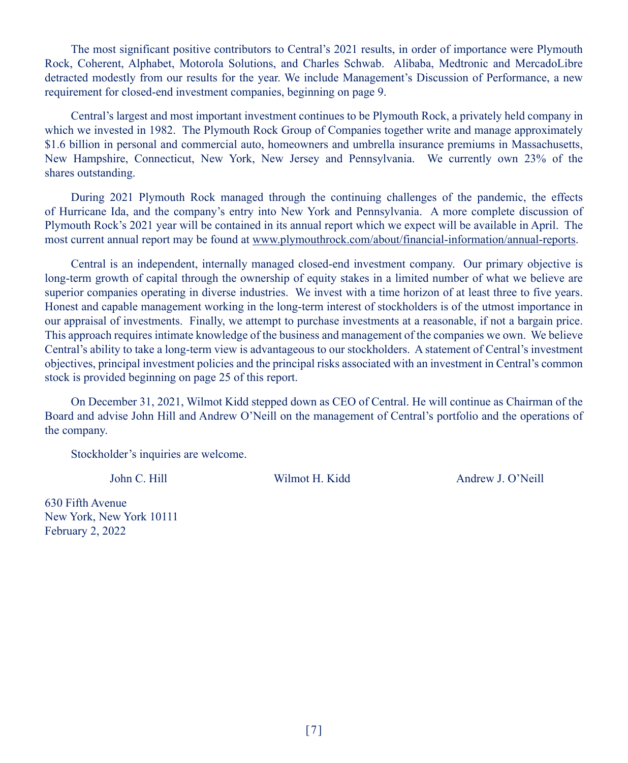The most significant positive contributors to Central's 2021 results, in order of importance were Plymouth Rock, Coherent, Alphabet, Motorola Solutions, and Charles Schwab. Alibaba, Medtronic and MercadoLibre detracted modestly from our results for the year. We include Management's Discussion of Performance, a new requirement for closed-end investment companies, beginning on page 9.

Central's largest and most important investment continues to be Plymouth Rock, a privately held company in which we invested in 1982. The Plymouth Rock Group of Companies together write and manage approximately $1.6 billion in personal and commercial auto, homeowners and umbrella insurance premiums in Massachusetts, New Hampshire, Connecticut, New York, New Jersey and Pennsylvania. We currently own 23% of the shares outstanding.

During 2021 Plymouth Rock managed through the continuing challenges of the pandemic, the effects of Hurricane Ida, and the company's entry into New York and Pennsylvania. A more complete discussion of Plymouth Rock's 2021 year will be contained in its annual report which we expect will be available in April. The most current annual report may be found at www.plymouthrock.com/about/financial-information/annual-reports.

Central is an independent, internally managed closed-end investment company. Our primary objective is long-term growth of capital through the ownership of equity stakes in a limited number of what we believe are superior companies operating in diverse industries. We invest with a time horizon of at least three to five years. Honest and capable management working in the long-term interest of stockholders is of the utmost importance in our appraisal of investments. Finally, we attempt to purchase investments at a reasonable, if not a bargain price. This approach requires intimate knowledge of the business and management of the companies we own. We believe Central's ability to take a long-term view is advantageous to our stockholders. A statement of Central's investment objectives, principal investment policies and the principal risks associated with an investment in Central's common stock is provided beginning on page 25 of this report.

On December 31, 2021, Wilmot Kidd stepped down as CEO of Central. He will continue as Chairman of the Board and advise John Hill and Andrew O'Neill on the management of Central's portfolio and the operations of the company.

Stockholder's inquiries are welcome.

John C. Hill          Wilmot H. Kidd          Andrew J. O'Neill

630 Fifth Avenue
New York, New York 10111
February 2, 2022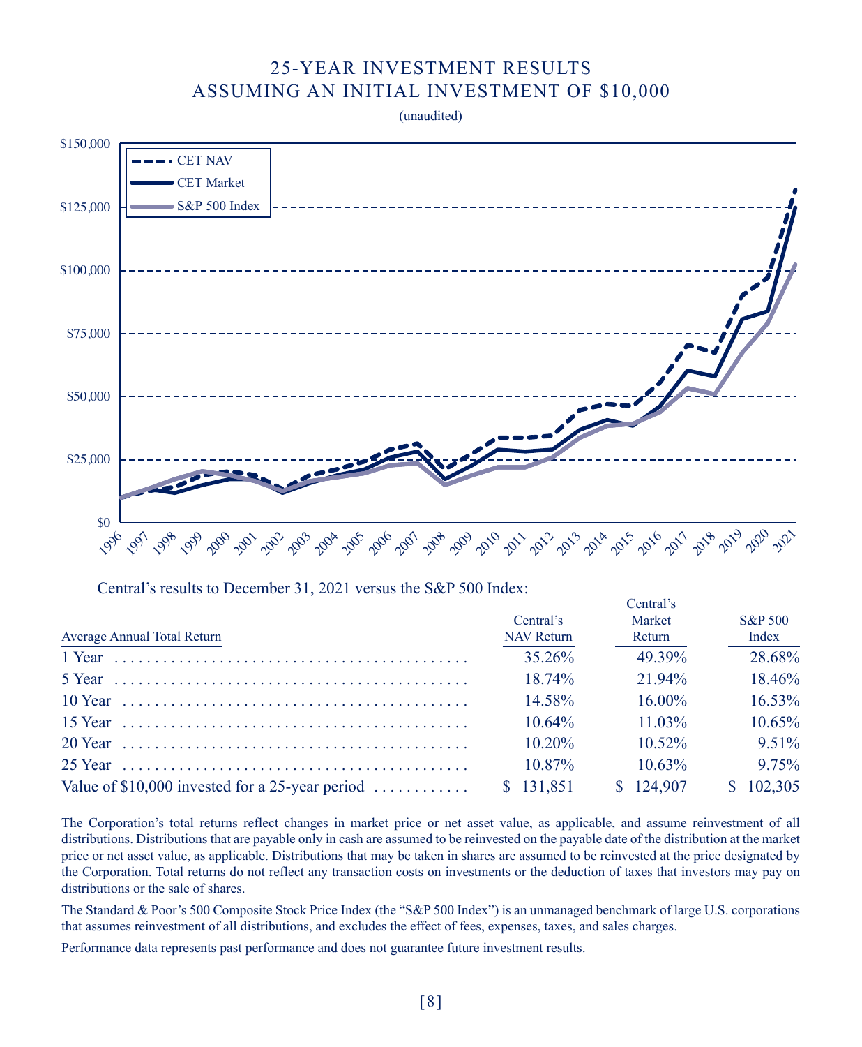# 25-YEAR INVESTMENT RESULTS
# ASSUMING AN INITIAL INVESTMENT OF $10,000

(unaudited)

Central's results to December 31, 2021 versus the S&P 500 Index:

| Average Annual Total Return | Central's NAV Return | Central's Market Return | S&P 500 Index |
|---|---|---|---|
| 1 Year | 35.26% | 49.39% | 28.68% |
| 5 Year | 18.74% | 21.94% | 18.46% |
| 10 Year | 14.58% | 16.00% | 16.53% |
| 15 Year | 10.64% | 11.03% | 10.65% |
| 20 Year | 10.20% | 10.52% | 9.51% |
| 25 Year | 10.87% | 10.63% | 9.75% |
| Value of $10,000 invested for a 25-year period | $ 131,851 | $ 124,907 | $ 102,305 |

The Corporation's total returns reflect changes in market price or net asset value, as applicable, and assume reinvestment of all distributions. Distributions that are payable only in cash are assumed to be reinvested on the payable date of the distribution at the market price or net asset value, as applicable. Distributions that may be taken in shares are assumed to be reinvested at the price designated by the Corporation. Total returns do not reflect any transaction costs on investments or the deduction of taxes that investors may pay on distributions or the sale of shares.

The Standard & Poor's 500 Composite Stock Price Index (the "S&P 500 Index") is an unmanaged benchmark of large U.S. corporations that assumes reinvestment of all distributions, and excludes the effect of fees, expenses, taxes, and sales charges.

Performance data represents past performance and does not guarantee future investment results.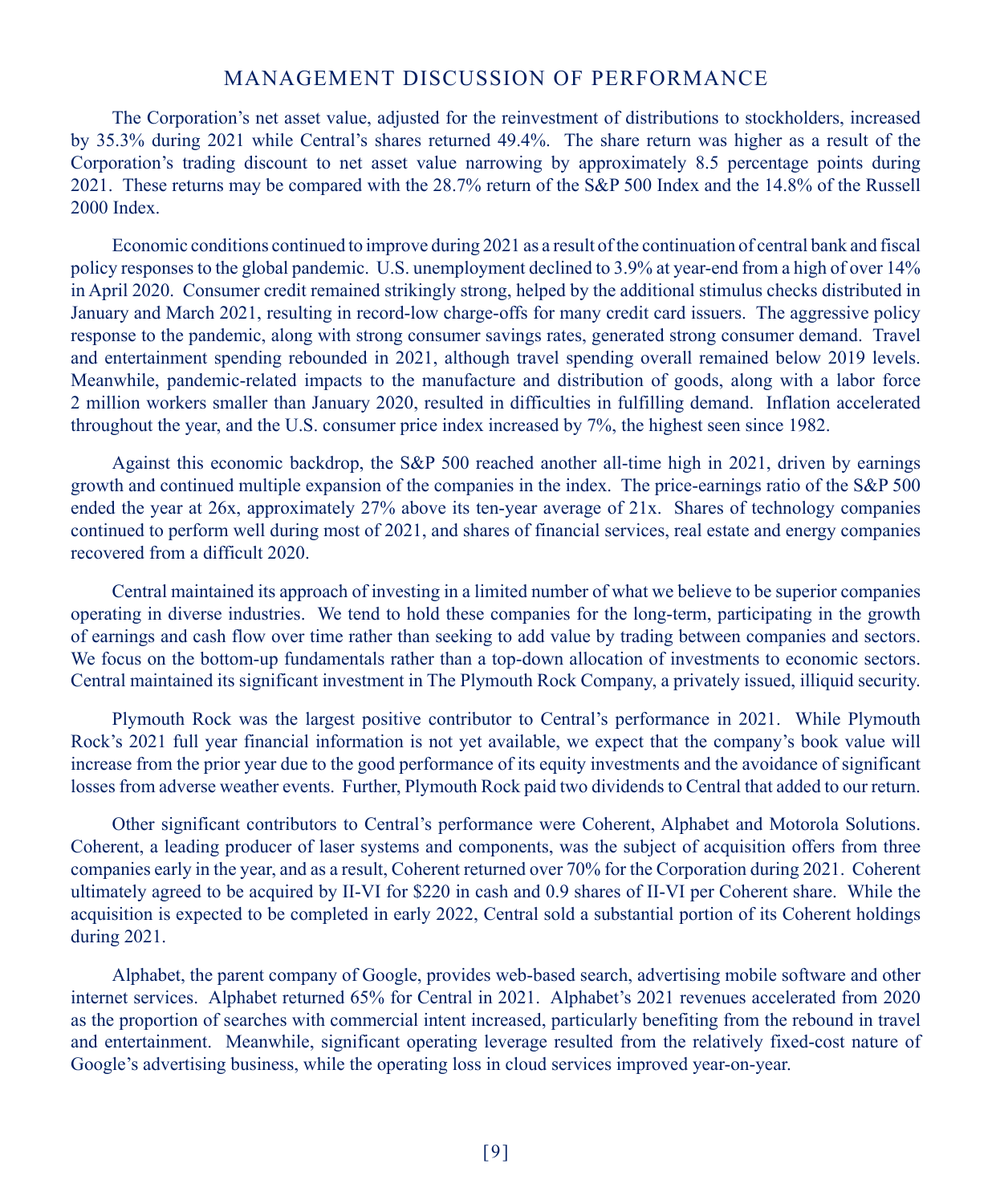# MANAGEMENT DISCUSSION OF PERFORMANCE

The Corporation's net asset value, adjusted for the reinvestment of distributions to stockholders, increased by 35.3% during 2021 while Central's shares returned 49.4%. The share return was higher as a result of the Corporation's trading discount to net asset value narrowing by approximately 8.5 percentage points during 2021. These returns may be compared with the 28.7% return of the S&P 500 Index and the 14.8% of the Russell 2000 Index.

Economic conditions continued to improve during 2021 as a result of the continuation of central bank and fiscal policy responses to the global pandemic. U.S. unemployment declined to 3.9% at year-end from a high of over 14% in April 2020. Consumer credit remained strikingly strong, helped by the additional stimulus checks distributed in January and March 2021, resulting in record-low charge-offs for many credit card issuers. The aggressive policy response to the pandemic, along with strong consumer savings rates, generated strong consumer demand. Travel and entertainment spending rebounded in 2021, although travel spending overall remained below 2019 levels. Meanwhile, pandemic-related impacts to the manufacture and distribution of goods, along with a labor force 2 million workers smaller than January 2020, resulted in difficulties in fulfilling demand. Inflation accelerated throughout the year, and the U.S. consumer price index increased by 7%, the highest seen since 1982.

Against this economic backdrop, the S&P 500 reached another all-time high in 2021, driven by earnings growth and continued multiple expansion of the companies in the index. The price-earnings ratio of the S&P 500 ended the year at 26x, approximately 27% above its ten-year average of 21x. Shares of technology companies continued to perform well during most of 2021, and shares of financial services, real estate and energy companies recovered from a difficult 2020.

Central maintained its approach of investing in a limited number of what we believe to be superior companies operating in diverse industries. We tend to hold these companies for the long-term, participating in the growth of earnings and cash flow over time rather than seeking to add value by trading between companies and sectors. We focus on the bottom-up fundamentals rather than a top-down allocation of investments to economic sectors. Central maintained its significant investment in The Plymouth Rock Company, a privately issued, illiquid security.

Plymouth Rock was the largest positive contributor to Central's performance in 2021. While Plymouth Rock's 2021 full year financial information is not yet available, we expect that the company's book value will increase from the prior year due to the good performance of its equity investments and the avoidance of significant losses from adverse weather events. Further, Plymouth Rock paid two dividends to Central that added to our return.

Other significant contributors to Central's performance were Coherent, Alphabet and Motorola Solutions. Coherent, a leading producer of laser systems and components, was the subject of acquisition offers from three companies early in the year, and as a result, Coherent returned over 70% for the Corporation during 2021. Coherent ultimately agreed to be acquired by II-VI for $220 in cash and 0.9 shares of II-VI per Coherent share. While the acquisition is expected to be completed in early 2022, Central sold a substantial portion of its Coherent holdings during 2021.

Alphabet, the parent company of Google, provides web-based search, advertising mobile software and other internet services. Alphabet returned 65% for Central in 2021. Alphabet's 2021 revenues accelerated from 2020 as the proportion of searches with commercial intent increased, particularly benefiting from the rebound in travel and entertainment. Meanwhile, significant operating leverage resulted from the relatively fixed-cost nature of Google's advertising business, while the operating loss in cloud services improved year-on-year.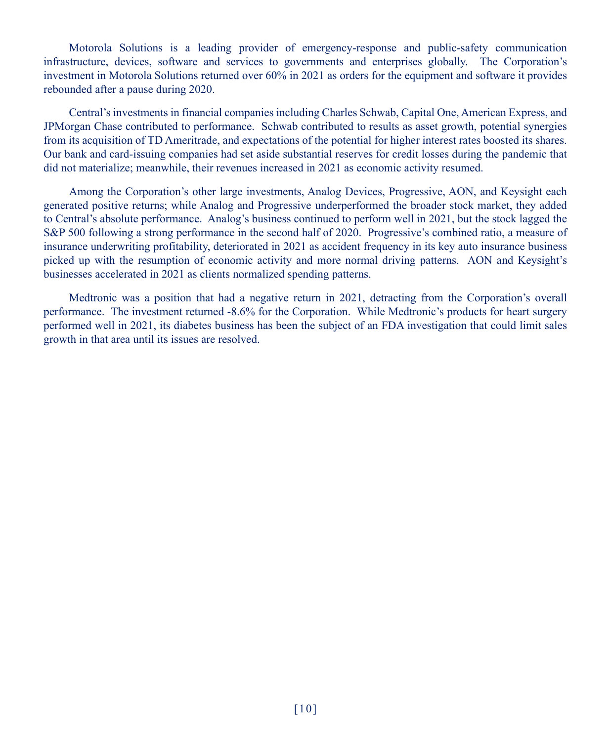Motorola Solutions is a leading provider of emergency-response and public-safety communication infrastructure, devices, software and services to governments and enterprises globally. The Corporation's investment in Motorola Solutions returned over 60% in 2021 as orders for the equipment and software it provides rebounded after a pause during 2020.

Central's investments in financial companies including Charles Schwab, Capital One, American Express, and JPMorgan Chase contributed to performance. Schwab contributed to results as asset growth, potential synergies from its acquisition of TD Ameritrade, and expectations of the potential for higher interest rates boosted its shares. Our bank and card-issuing companies had set aside substantial reserves for credit losses during the pandemic that did not materialize; meanwhile, their revenues increased in 2021 as economic activity resumed.

Among the Corporation's other large investments, Analog Devices, Progressive, AON, and Keysight each generated positive returns; while Analog and Progressive underperformed the broader stock market, they added to Central's absolute performance. Analog's business continued to perform well in 2021, but the stock lagged the S&P 500 following a strong performance in the second half of 2020. Progressive's combined ratio, a measure of insurance underwriting profitability, deteriorated in 2021 as accident frequency in its key auto insurance business picked up with the resumption of economic activity and more normal driving patterns. AON and Keysight's businesses accelerated in 2021 as clients normalized spending patterns.

Medtronic was a position that had a negative return in 2021, detracting from the Corporation's overall performance. The investment returned -8.6% for the Corporation. While Medtronic's products for heart surgery performed well in 2021, its diabetes business has been the subject of an FDA investigation that could limit sales growth in that area until its issues are resolved.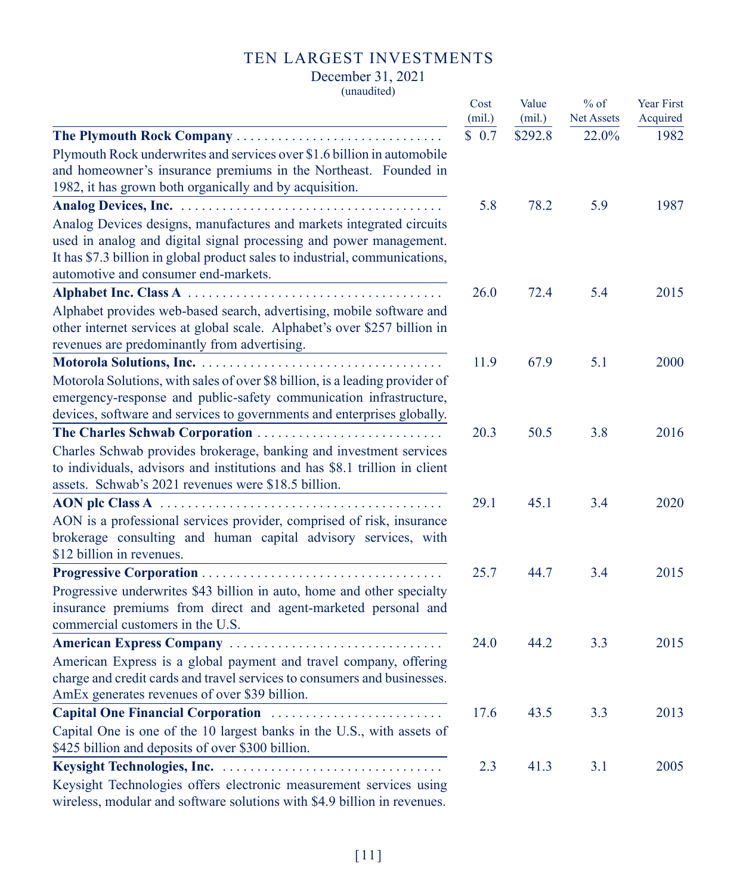# TEN LARGEST INVESTMENTS

December 31, 2021

(unaudited)

| | Cost (mil.) | Value (mil.) | % of Net Assets | Year First Acquired |
|---|---|---|---|---|
| **The Plymouth Rock Company** | $ 0.7 | $292.8 | 22.0% | 1982 |
| Plymouth Rock underwrites and services over $1.6 billion in automobile and homeowner's insurance premiums in the Northeast. Founded in 1982, it has grown both organically and by acquisition. | | | | |
| **Analog Devices, Inc.** | 5.8 | 78.2 | 5.9 | 1987 |
| Analog Devices designs, manufactures and markets integrated circuits used in analog and digital signal processing and power management. It has $7.3 billion in global product sales to industrial, communications, automotive and consumer end-markets. | | | | |
| **Alphabet Inc. Class A** | 26.0 | 72.4 | 5.4 | 2015 |
| Alphabet provides web-based search, advertising, mobile software and other internet services at global scale. Alphabet's over $257 billion in revenues are predominantly from advertising. | | | | |
| **Motorola Solutions, Inc.** | 11.9 | 67.9 | 5.1 | 2000 |
| Motorola Solutions, with sales of over $8 billion, is a leading provider of emergency-response and public-safety communication infrastructure, devices, software and services to governments and enterprises globally. | | | | |
| **The Charles Schwab Corporation** | 20.3 | 50.5 | 3.8 | 2016 |
| Charles Schwab provides brokerage, banking and investment services to individuals, advisors and institutions and has $8.1 trillion in client assets. Schwab's 2021 revenues were $18.5 billion. | | | | |
| **AON plc Class A** | 29.1 | 45.1 | 3.4 | 2020 |
| AON is a professional services provider, comprised of risk, insurance brokerage consulting and human capital advisory services, with $12 billion in revenues. | | | | |
| **Progressive Corporation** | 25.7 | 44.7 | 3.4 | 2015 |
| Progressive underwrites $43 billion in auto, home and other specialty insurance premiums from direct and agent-marketed personal and commercial customers in the U.S. | | | | |
| **American Express Company** | 24.0 | 44.2 | 3.3 | 2015 |
| American Express is a global payment and travel company, offering charge and credit cards and travel services to consumers and businesses. AmEx generates revenues of over $39 billion. | | | | |
| **Capital One Financial Corporation** | 17.6 | 43.5 | 3.3 | 2013 |
| Capital One is one of the 10 largest banks in the U.S., with assets of $425 billion and deposits of over $300 billion. | | | | |
| **Keysight Technologies, Inc.** | 2.3 | 41.3 | 3.1 | 2005 |
| Keysight Technologies offers electronic measurement services using wireless, modular and software solutions with $4.9 billion in revenues. | | | | |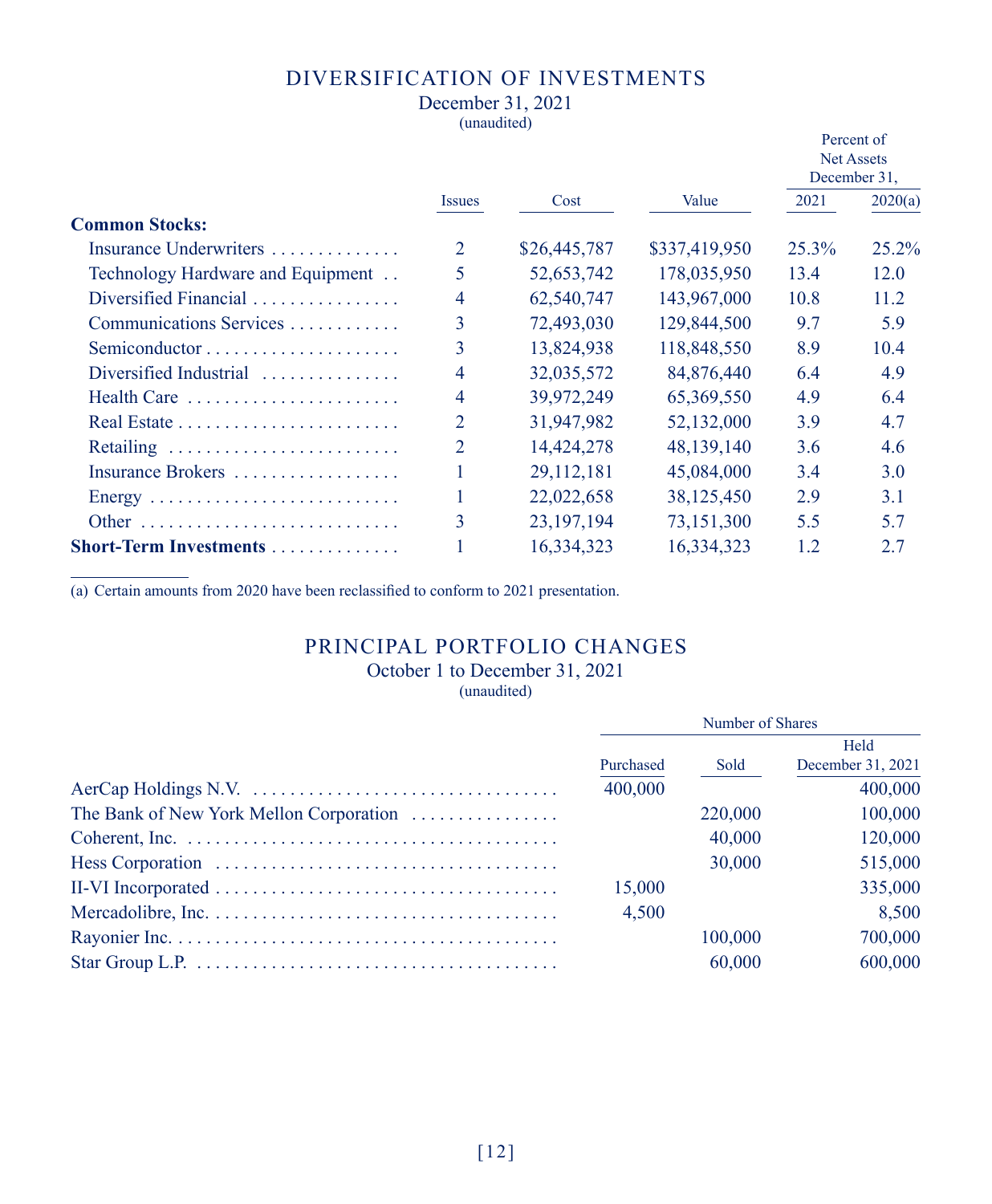# DIVERSIFICATION OF INVESTMENTS

December 31, 2021
(unaudited)

| | Issues | Cost | Value | Percent of Net Assets December 31, 2021 | Percent of Net Assets December 31, 2020(a) |
|---|---|---|---|---|---|
| **Common Stocks:** | | | | | |
| Insurance Underwriters | 2 | $26,445,787 | $337,419,950 | 25.3% | 25.2% |
| Technology Hardware and Equipment | 5 | 52,653,742 | 178,035,950 | 13.4 | 12.0 |
| Diversified Financial | 4 | 62,540,747 | 143,967,000 | 10.8 | 11.2 |
| Communications Services | 3 | 72,493,030 | 129,844,500 | 9.7 | 5.9 |
| Semiconductor | 3 | 13,824,938 | 118,848,550 | 8.9 | 10.4 |
| Diversified Industrial | 4 | 32,035,572 | 84,876,440 | 6.4 | 4.9 |
| Health Care | 4 | 39,972,249 | 65,369,550 | 4.9 | 6.4 |
| Real Estate | 2 | 31,947,982 | 52,132,000 | 3.9 | 4.7 |
| Retailing | 2 | 14,424,278 | 48,139,140 | 3.6 | 4.6 |
| Insurance Brokers | 1 | 29,112,181 | 45,084,000 | 3.4 | 3.0 |
| Energy | 1 | 22,022,658 | 38,125,450 | 2.9 | 3.1 |
| Other | 3 | 23,197,194 | 73,151,300 | 5.5 | 5.7 |
| **Short-Term Investments** | 1 | 16,334,323 | 16,334,323 | 1.2 | 2.7 |

(a) Certain amounts from 2020 have been reclassified to conform to 2021 presentation.

# PRINCIPAL PORTFOLIO CHANGES

October 1 to December 31, 2021
(unaudited)

| | Number of Shares | | |
|---|---|---|---|
| | Purchased | Sold | Held December 31, 2021 |
| AerCap Holdings N.V. | 400,000 | | 400,000 |
| The Bank of New York Mellon Corporation | | 220,000 | 100,000 |
| Coherent, Inc. | | 40,000 | 120,000 |
| Hess Corporation | | 30,000 | 515,000 |
| II-VI Incorporated | 15,000 | | 335,000 |
| Mercadolibre, Inc. | 4,500 | | 8,500 |
| Rayonier Inc. | | 100,000 | 700,000 |
| Star Group L.P. | | 60,000 | 600,000 |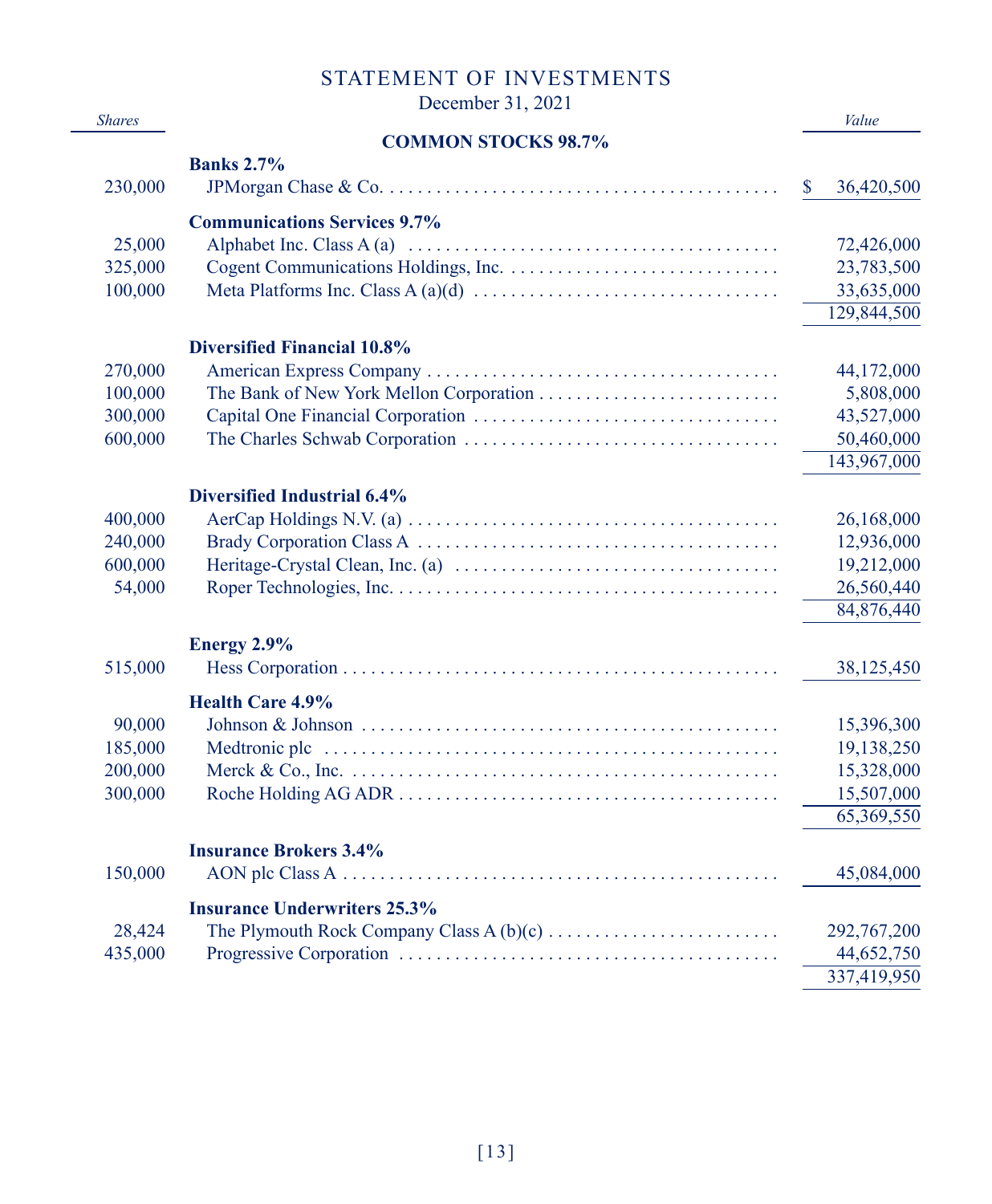# STATEMENT OF INVESTMENTS

December 31, 2021

| *Shares* | | *Value* |
|---|---|---|
| | **COMMON STOCKS 98.7%** | |
| | **Banks 2.7%** | |
| 230,000 | JPMorgan Chase & Co. | $ 36,420,500 |
| | **Communications Services 9.7%** | |
| 25,000 | Alphabet Inc. Class A (a) | 72,426,000 |
| 325,000 | Cogent Communications Holdings, Inc. | 23,783,500 |
| 100,000 | Meta Platforms Inc. Class A (a)(d) | 33,635,000 |
| | | 129,844,500 |
| | **Diversified Financial 10.8%** | |
| 270,000 | American Express Company | 44,172,000 |
| 100,000 | The Bank of New York Mellon Corporation | 5,808,000 |
| 300,000 | Capital One Financial Corporation | 43,527,000 |
| 600,000 | The Charles Schwab Corporation | 50,460,000 |
| | | 143,967,000 |
| | **Diversified Industrial 6.4%** | |
| 400,000 | AerCap Holdings N.V. (a) | 26,168,000 |
| 240,000 | Brady Corporation Class A | 12,936,000 |
| 600,000 | Heritage-Crystal Clean, Inc. (a) | 19,212,000 |
| 54,000 | Roper Technologies, Inc. | 26,560,440 |
| | | 84,876,440 |
| | **Energy 2.9%** | |
| 515,000 | Hess Corporation | 38,125,450 |
| | **Health Care 4.9%** | |
| 90,000 | Johnson & Johnson | 15,396,300 |
| 185,000 | Medtronic plc | 19,138,250 |
| 200,000 | Merck & Co., Inc. | 15,328,000 |
| 300,000 | Roche Holding AG ADR | 15,507,000 |
| | | 65,369,550 |
| | **Insurance Brokers 3.4%** | |
| 150,000 | AON plc Class A | 45,084,000 |
| | **Insurance Underwriters 25.3%** | |
| 28,424 | The Plymouth Rock Company Class A (b)(c) | 292,767,200 |
| 435,000 | Progressive Corporation | 44,652,750 |
| | | 337,419,950 |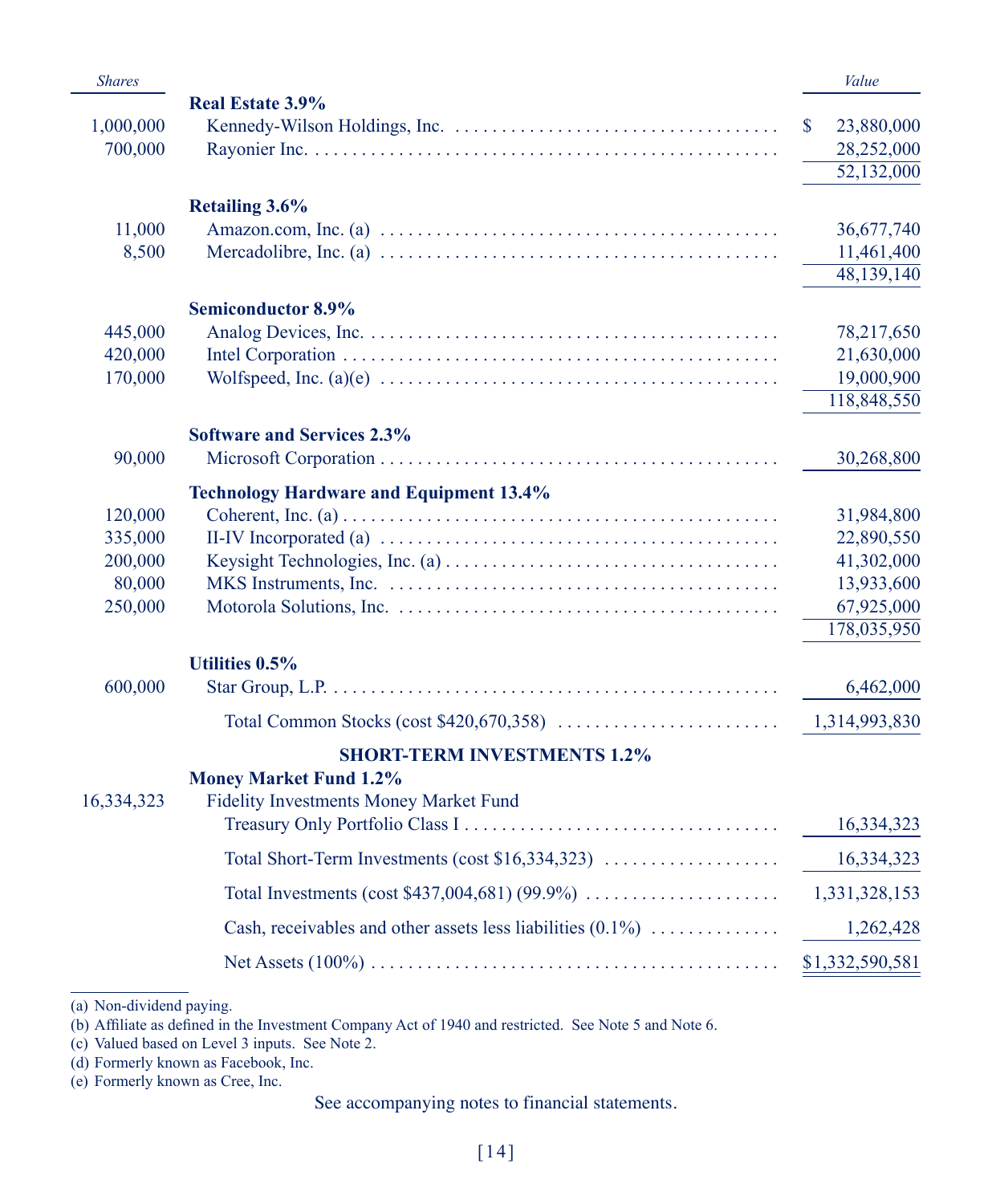| Shares | | Value |
|---|---|---|
| | **Real Estate 3.9%** | |
| 1,000,000 | Kennedy-Wilson Holdings, Inc. | $ 23,880,000 |
| 700,000 | Rayonier Inc. | 28,252,000 |
| | | 52,132,000 |
| | **Retailing 3.6%** | |
| 11,000 | Amazon.com, Inc. (a) | 36,677,740 |
| 8,500 | Mercadolibre, Inc. (a) | 11,461,400 |
| | | 48,139,140 |
| | **Semiconductor 8.9%** | |
| 445,000 | Analog Devices, Inc. | 78,217,650 |
| 420,000 | Intel Corporation | 21,630,000 |
| 170,000 | Wolfspeed, Inc. (a)(e) | 19,000,900 |
| | | 118,848,550 |
| | **Software and Services 2.3%** | |
| 90,000 | Microsoft Corporation | 30,268,800 |
| | **Technology Hardware and Equipment 13.4%** | |
| 120,000 | Coherent, Inc. (a) | 31,984,800 |
| 335,000 | II-IV Incorporated (a) | 22,890,550 |
| 200,000 | Keysight Technologies, Inc. (a) | 41,302,000 |
| 80,000 | MKS Instruments, Inc. | 13,933,600 |
| 250,000 | Motorola Solutions, Inc. | 67,925,000 |
| | | 178,035,950 |
| | **Utilities 0.5%** | |
| 600,000 | Star Group, L.P. | 6,462,000 |
| | Total Common Stocks (cost $420,670,358) | 1,314,993,830 |
| | **SHORT-TERM INVESTMENTS 1.2%** | |
| | **Money Market Fund 1.2%** | |
| 16,334,323 | Fidelity Investments Money Market Fund Treasury Only Portfolio Class I | 16,334,323 |
| | Total Short-Term Investments (cost $16,334,323) | 16,334,323 |
| | Total Investments (cost $437,004,681) (99.9%) | 1,331,328,153 |
| | Cash, receivables and other assets less liabilities (0.1%) | 1,262,428 |
| | Net Assets (100%) | $1,332,590,581 |

(a) Non-dividend paying.
(b) Affiliate as defined in the Investment Company Act of 1940 and restricted. See Note 5 and Note 6.
(c) Valued based on Level 3 inputs. See Note 2.
(d) Formerly known as Facebook, Inc.
(e) Formerly known as Cree, Inc.

See accompanying notes to financial statements.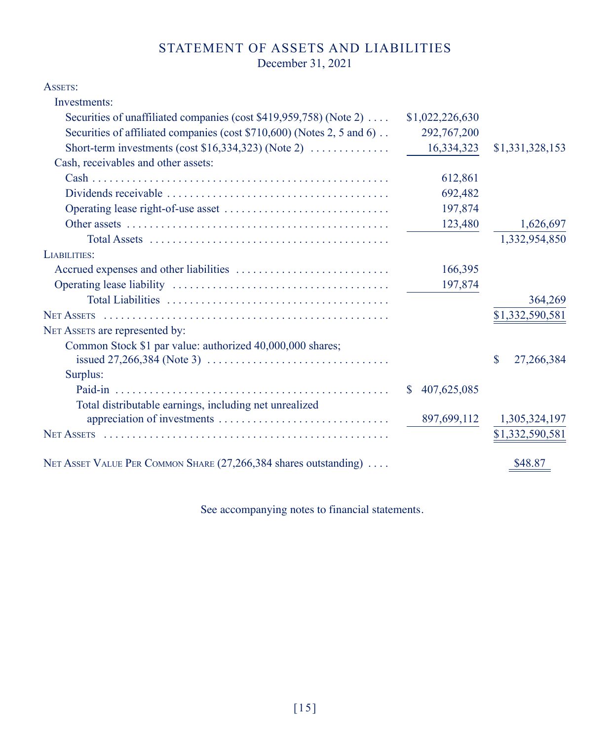# STATEMENT OF ASSETS AND LIABILITIES

December 31, 2021

| | | |
|---|---|---|
| **ASSETS:** | | |
| Investments: | | |
| Securities of unaffiliated companies (cost $419,959,758) (Note 2) | $1,022,226,630 | |
| Securities of affiliated companies (cost $710,600) (Notes 2, 5 and 6) | 292,767,200 | |
| Short-term investments (cost $16,334,323) (Note 2) | 16,334,323 | $1,331,328,153 |
| Cash, receivables and other assets: | | |
| Cash | 612,861 | |
| Dividends receivable | 692,482 | |
| Operating lease right-of-use asset | 197,874 | |
| Other assets | 123,480 | 1,626,697 |
| Total Assets | | 1,332,954,850 |
| **LIABILITIES:** | | |
| Accrued expenses and other liabilities | 166,395 | |
| Operating lease liability | 197,874 | |
| Total Liabilities | | 364,269 |
| **NET ASSETS** | | $1,332,590,581 |
| **NET ASSETS are represented by:** | | |
| Common Stock $1 par value: authorized 40,000,000 shares; issued 27,266,384 (Note 3) | | $ 27,266,384 |
| Surplus: | | |
| Paid-in | $ 407,625,085 | |
| Total distributable earnings, including net unrealized appreciation of investments | 897,699,112 | 1,305,324,197 |
| **NET ASSETS** | | $1,332,590,581 |
| **NET ASSET VALUE PER COMMON SHARE** (27,266,384 shares outstanding) | | $48.87 |

See accompanying notes to financial statements.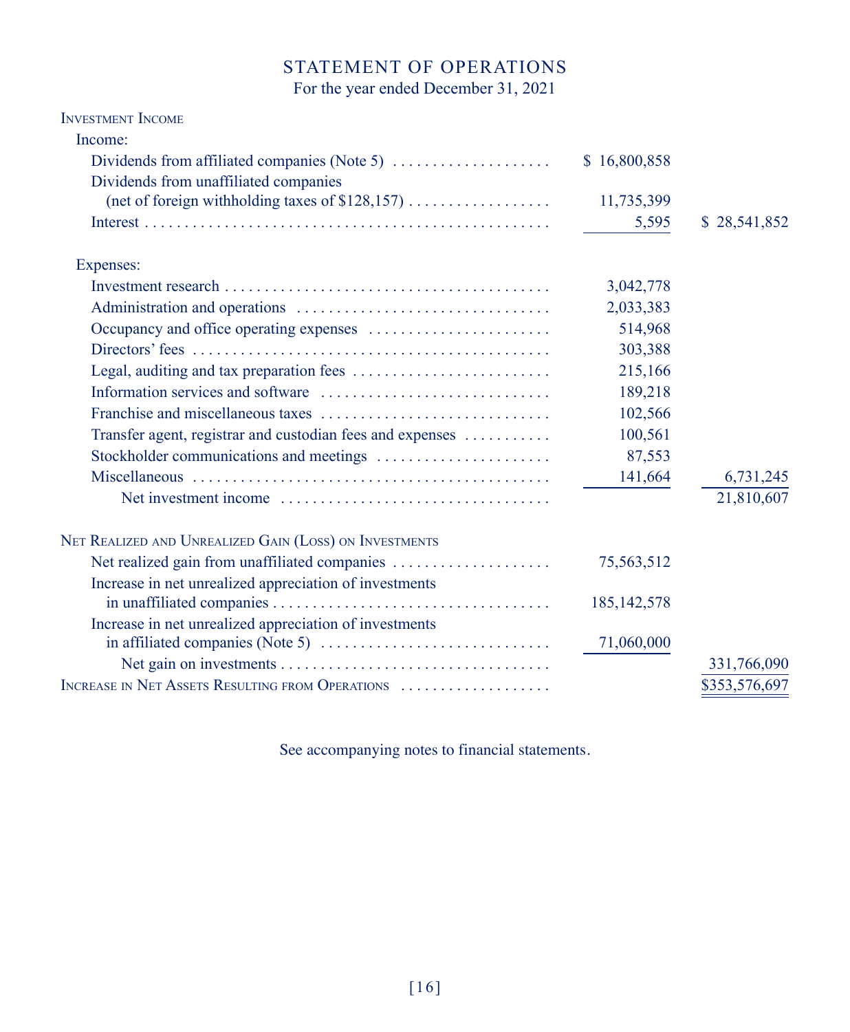# STATEMENT OF OPERATIONS

For the year ended December 31, 2021

| | | |
|---|---|---|
| **Investment Income** | | |
| Income: | | |
| Dividends from affiliated companies (Note 5) | $ 16,800,858 | |
| Dividends from unaffiliated companies (net of foreign withholding taxes of $128,157) | 11,735,399 | |
| Interest | 5,595 | $ 28,541,852 |
| Expenses: | | |
| Investment research | 3,042,778 | |
| Administration and operations | 2,033,383 | |
| Occupancy and office operating expenses | 514,968 | |
| Directors' fees | 303,388 | |
| Legal, auditing and tax preparation fees | 215,166 | |
| Information services and software | 189,218 | |
| Franchise and miscellaneous taxes | 102,566 | |
| Transfer agent, registrar and custodian fees and expenses | 100,561 | |
| Stockholder communications and meetings | 87,553 | |
| Miscellaneous | 141,664 | 6,731,245 |
| Net investment income | | 21,810,607 |
| **Net Realized and Unrealized Gain (Loss) on Investments** | | |
| Net realized gain from unaffiliated companies | 75,563,512 | |
| Increase in net unrealized appreciation of investments in unaffiliated companies | 185,142,578 | |
| Increase in net unrealized appreciation of investments in affiliated companies (Note 5) | 71,060,000 | |
| Net gain on investments | | 331,766,090 |
| **Increase in Net Assets Resulting from Operations** | | $353,576,697 |

See accompanying notes to financial statements.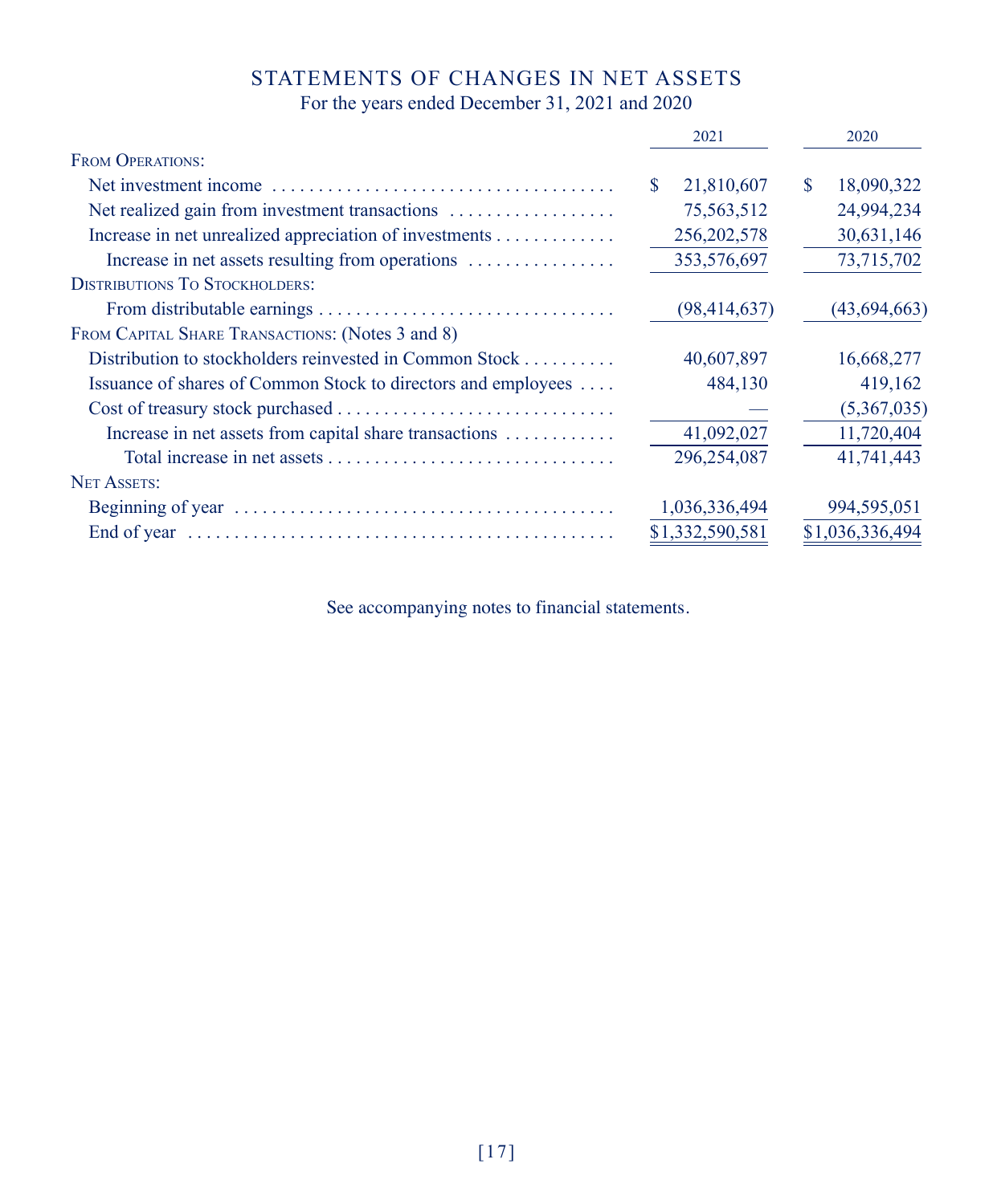# STATEMENTS OF CHANGES IN NET ASSETS

For the years ended December 31, 2021 and 2020

| | 2021 | 2020 |
|---|---|---|
| **From Operations:** | | |
| Net investment income | $ 21,810,607 | $ 18,090,322 |
| Net realized gain from investment transactions | 75,563,512 | 24,994,234 |
| Increase in net unrealized appreciation of investments | 256,202,578 | 30,631,146 |
| Increase in net assets resulting from operations | 353,576,697 | 73,715,702 |
| **Distributions To Stockholders:** | | |
| From distributable earnings | (98,414,637) | (43,694,663) |
| **From Capital Share Transactions:** (Notes 3 and 8) | | |
| Distribution to stockholders reinvested in Common Stock | 40,607,897 | 16,668,277 |
| Issuance of shares of Common Stock to directors and employees | 484,130 | 419,162 |
| Cost of treasury stock purchased | — | (5,367,035) |
| Increase in net assets from capital share transactions | 41,092,027 | 11,720,404 |
| Total increase in net assets | 296,254,087 | 41,741,443 |
| **Net Assets:** | | |
| Beginning of year | 1,036,336,494 | 994,595,051 |
| End of year | $1,332,590,581 | $1,036,336,494 |

See accompanying notes to financial statements.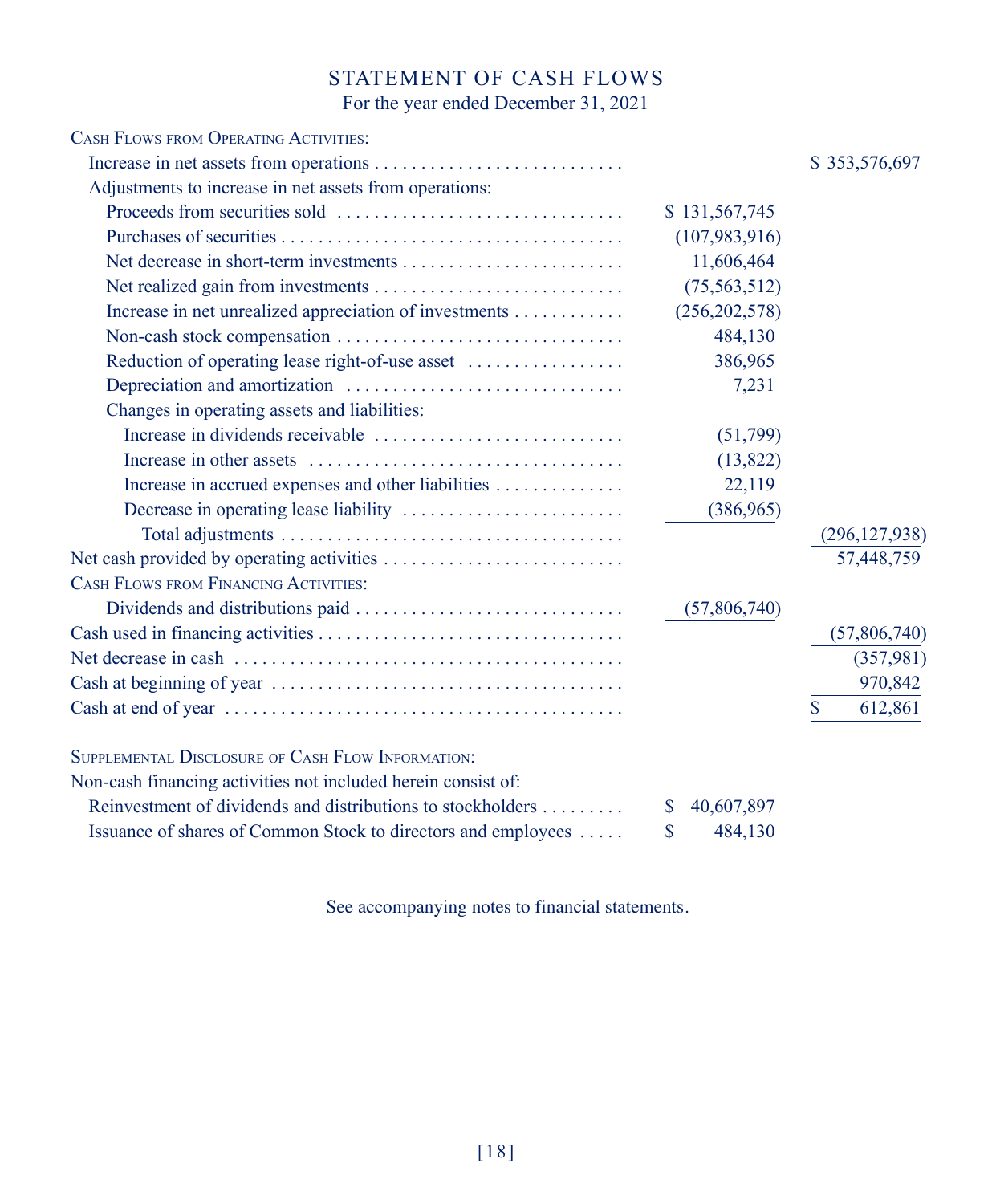# STATEMENT OF CASH FLOWS

For the year ended December 31, 2021

| | | |
|---|---|---|
| **Cash Flows from Operating Activities:** | | |
| Increase in net assets from operations | | $ 353,576,697 |
| Adjustments to increase in net assets from operations: | | |
| Proceeds from securities sold | $ 131,567,745 | |
| Purchases of securities | (107,983,916) | |
| Net decrease in short-term investments | 11,606,464 | |
| Net realized gain from investments | (75,563,512) | |
| Increase in net unrealized appreciation of investments | (256,202,578) | |
| Non-cash stock compensation | 484,130 | |
| Reduction of operating lease right-of-use asset | 386,965 | |
| Depreciation and amortization | 7,231 | |
| Changes in operating assets and liabilities: | | |
| Increase in dividends receivable | (51,799) | |
| Increase in other assets | (13,822) | |
| Increase in accrued expenses and other liabilities | 22,119 | |
| Decrease in operating lease liability | (386,965) | |
| Total adjustments | | (296,127,938) |
| Net cash provided by operating activities | | 57,448,759 |
| **Cash Flows from Financing Activities:** | | |
| Dividends and distributions paid | (57,806,740) | |
| Cash used in financing activities | | (57,806,740) |
| Net decrease in cash | | (357,981) |
| Cash at beginning of year | | 970,842 |
| Cash at end of year | | $ 612,861 |

**Supplemental Disclosure of Cash Flow Information:**

| | |
|---|---|
| Non-cash financing activities not included herein consist of: | |
| Reinvestment of dividends and distributions to stockholders | $ 40,607,897 |
| Issuance of shares of Common Stock to directors and employees | $ 484,130 |

See accompanying notes to financial statements.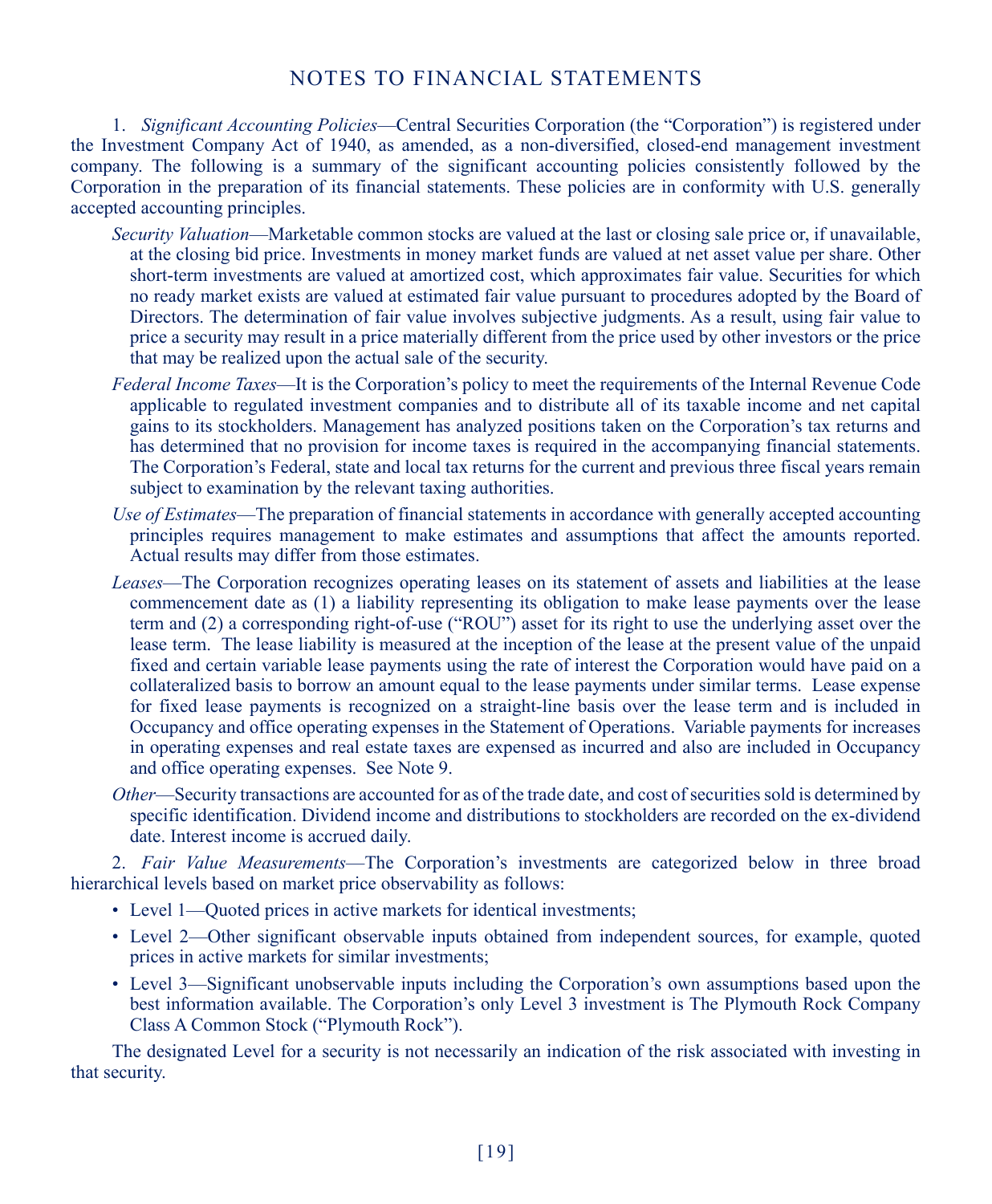# NOTES TO FINANCIAL STATEMENTS

1. *Significant Accounting Policies*—Central Securities Corporation (the "Corporation") is registered under the Investment Company Act of 1940, as amended, as a non-diversified, closed-end management investment company. The following is a summary of the significant accounting policies consistently followed by the Corporation in the preparation of its financial statements. These policies are in conformity with U.S. generally accepted accounting principles.

*Security Valuation*—Marketable common stocks are valued at the last or closing sale price or, if unavailable, at the closing bid price. Investments in money market funds are valued at net asset value per share. Other short-term investments are valued at amortized cost, which approximates fair value. Securities for which no ready market exists are valued at estimated fair value pursuant to procedures adopted by the Board of Directors. The determination of fair value involves subjective judgments. As a result, using fair value to price a security may result in a price materially different from the price used by other investors or the price that may be realized upon the actual sale of the security.

*Federal Income Taxes*—It is the Corporation's policy to meet the requirements of the Internal Revenue Code applicable to regulated investment companies and to distribute all of its taxable income and net capital gains to its stockholders. Management has analyzed positions taken on the Corporation's tax returns and has determined that no provision for income taxes is required in the accompanying financial statements. The Corporation's Federal, state and local tax returns for the current and previous three fiscal years remain subject to examination by the relevant taxing authorities.

*Use of Estimates*—The preparation of financial statements in accordance with generally accepted accounting principles requires management to make estimates and assumptions that affect the amounts reported. Actual results may differ from those estimates.

*Leases*—The Corporation recognizes operating leases on its statement of assets and liabilities at the lease commencement date as (1) a liability representing its obligation to make lease payments over the lease term and (2) a corresponding right-of-use ("ROU") asset for its right to use the underlying asset over the lease term. The lease liability is measured at the inception of the lease at the present value of the unpaid fixed and certain variable lease payments using the rate of interest the Corporation would have paid on a collateralized basis to borrow an amount equal to the lease payments under similar terms. Lease expense for fixed lease payments is recognized on a straight-line basis over the lease term and is included in Occupancy and office operating expenses in the Statement of Operations. Variable payments for increases in operating expenses and real estate taxes are expensed as incurred and also are included in Occupancy and office operating expenses. See Note 9.

*Other*—Security transactions are accounted for as of the trade date, and cost of securities sold is determined by specific identification. Dividend income and distributions to stockholders are recorded on the ex-dividend date. Interest income is accrued daily.

2. *Fair Value Measurements*—The Corporation's investments are categorized below in three broad hierarchical levels based on market price observability as follows:

- Level 1—Quoted prices in active markets for identical investments;
- Level 2—Other significant observable inputs obtained from independent sources, for example, quoted prices in active markets for similar investments;
- Level 3—Significant unobservable inputs including the Corporation's own assumptions based upon the best information available. The Corporation's only Level 3 investment is The Plymouth Rock Company Class A Common Stock ("Plymouth Rock").

The designated Level for a security is not necessarily an indication of the risk associated with investing in that security.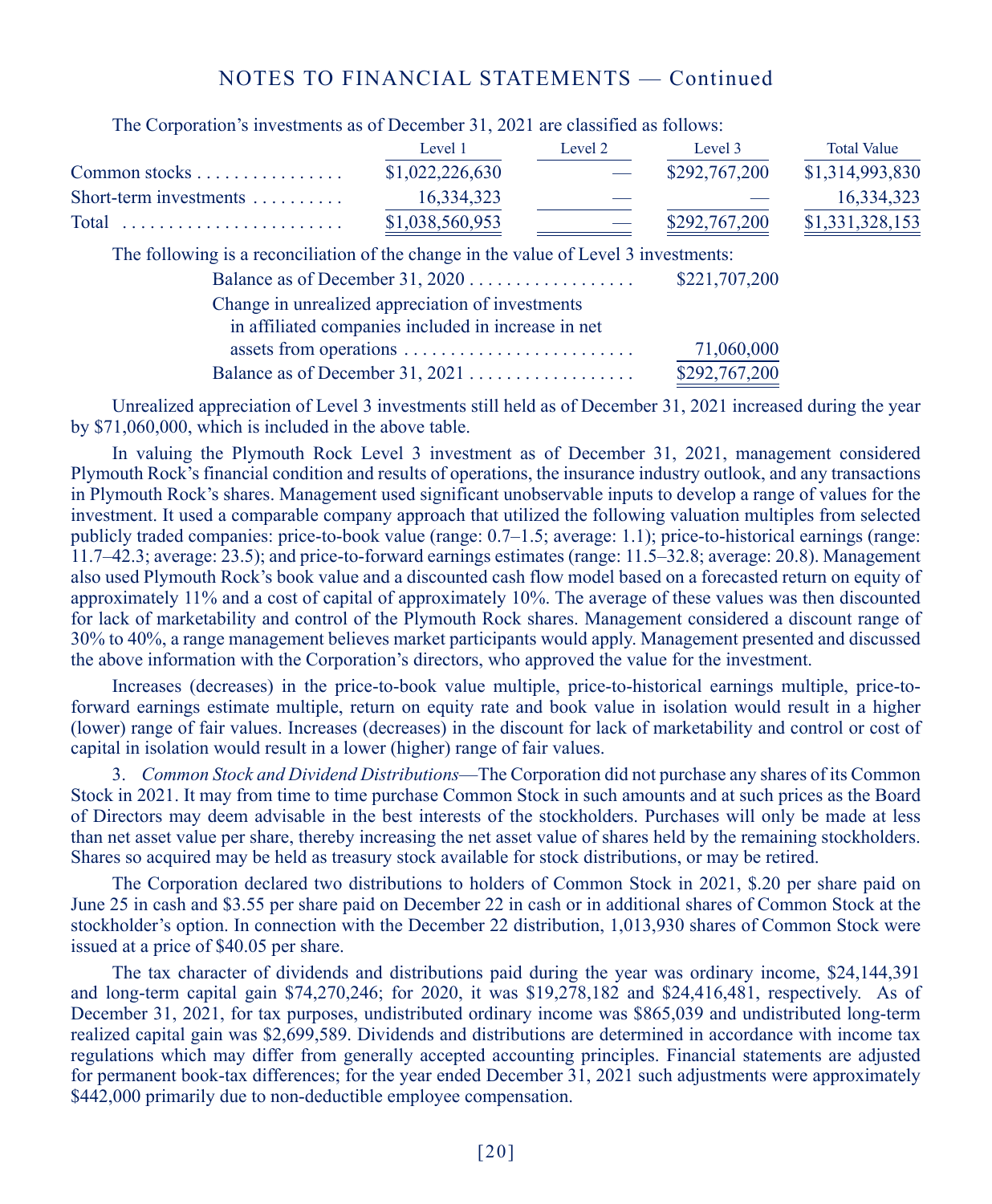The Corporation's investments as of December 31, 2021 are classified as follows:

| | Level 1 | Level 2 | Level 3 | Total Value |
|---|---|---|---|---|
| Common stocks | $1,022,226,630 | — | $292,767,200 | $1,314,993,830 |
| Short-term investments | 16,334,323 | — | — | 16,334,323 |
| Total | $1,038,560,953 | — | $292,767,200 | $1,331,328,153 |

The following is a reconciliation of the change in the value of Level 3 investments:

| | |
|---|---|
| Balance as of December 31, 2020 | $221,707,200 |
| Change in unrealized appreciation of investments in affiliated companies included in increase in net assets from operations | 71,060,000 |
| Balance as of December 31, 2021 | $292,767,200 |

Unrealized appreciation of Level 3 investments still held as of December 31, 2021 increased during the year by $71,060,000, which is included in the above table.

In valuing the Plymouth Rock Level 3 investment as of December 31, 2021, management considered Plymouth Rock's financial condition and results of operations, the insurance industry outlook, and any transactions in Plymouth Rock's shares. Management used significant unobservable inputs to develop a range of values for the investment. It used a comparable company approach that utilized the following valuation multiples from selected publicly traded companies: price-to-book value (range: 0.7–1.5; average: 1.1); price-to-historical earnings (range: 11.7–42.3; average: 23.5); and price-to-forward earnings estimates (range: 11.5–32.8; average: 20.8). Management also used Plymouth Rock's book value and a discounted cash flow model based on a forecasted return on equity of approximately 11% and a cost of capital of approximately 10%. The average of these values was then discounted for lack of marketability and control of the Plymouth Rock shares. Management considered a discount range of 30% to 40%, a range management believes market participants would apply. Management presented and discussed the above information with the Corporation's directors, who approved the value for the investment.

Increases (decreases) in the price-to-book value multiple, price-to-historical earnings multiple, price-to-forward earnings estimate multiple, return on equity rate and book value in isolation would result in a higher (lower) range of fair values. Increases (decreases) in the discount for lack of marketability and control or cost of capital in isolation would result in a lower (higher) range of fair values.

3. *Common Stock and Dividend Distributions*—The Corporation did not purchase any shares of its Common Stock in 2021. It may from time to time purchase Common Stock in such amounts and at such prices as the Board of Directors may deem advisable in the best interests of the stockholders. Purchases will only be made at less than net asset value per share, thereby increasing the net asset value of shares held by the remaining stockholders. Shares so acquired may be held as treasury stock available for stock distributions, or may be retired.

The Corporation declared two distributions to holders of Common Stock in 2021, $.20 per share paid on June 25 in cash and $3.55 per share paid on December 22 in cash or in additional shares of Common Stock at the stockholder's option. In connection with the December 22 distribution, 1,013,930 shares of Common Stock were issued at a price of $40.05 per share.

The tax character of dividends and distributions paid during the year was ordinary income, $24,144,391 and long-term capital gain $74,270,246; for 2020, it was $19,278,182 and $24,416,481, respectively. As of December 31, 2021, for tax purposes, undistributed ordinary income was $865,039 and undistributed long-term realized capital gain was $2,699,589. Dividends and distributions are determined in accordance with income tax regulations which may differ from generally accepted accounting principles. Financial statements are adjusted for permanent book-tax differences; for the year ended December 31, 2021 such adjustments were approximately $442,000 primarily due to non-deductible employee compensation.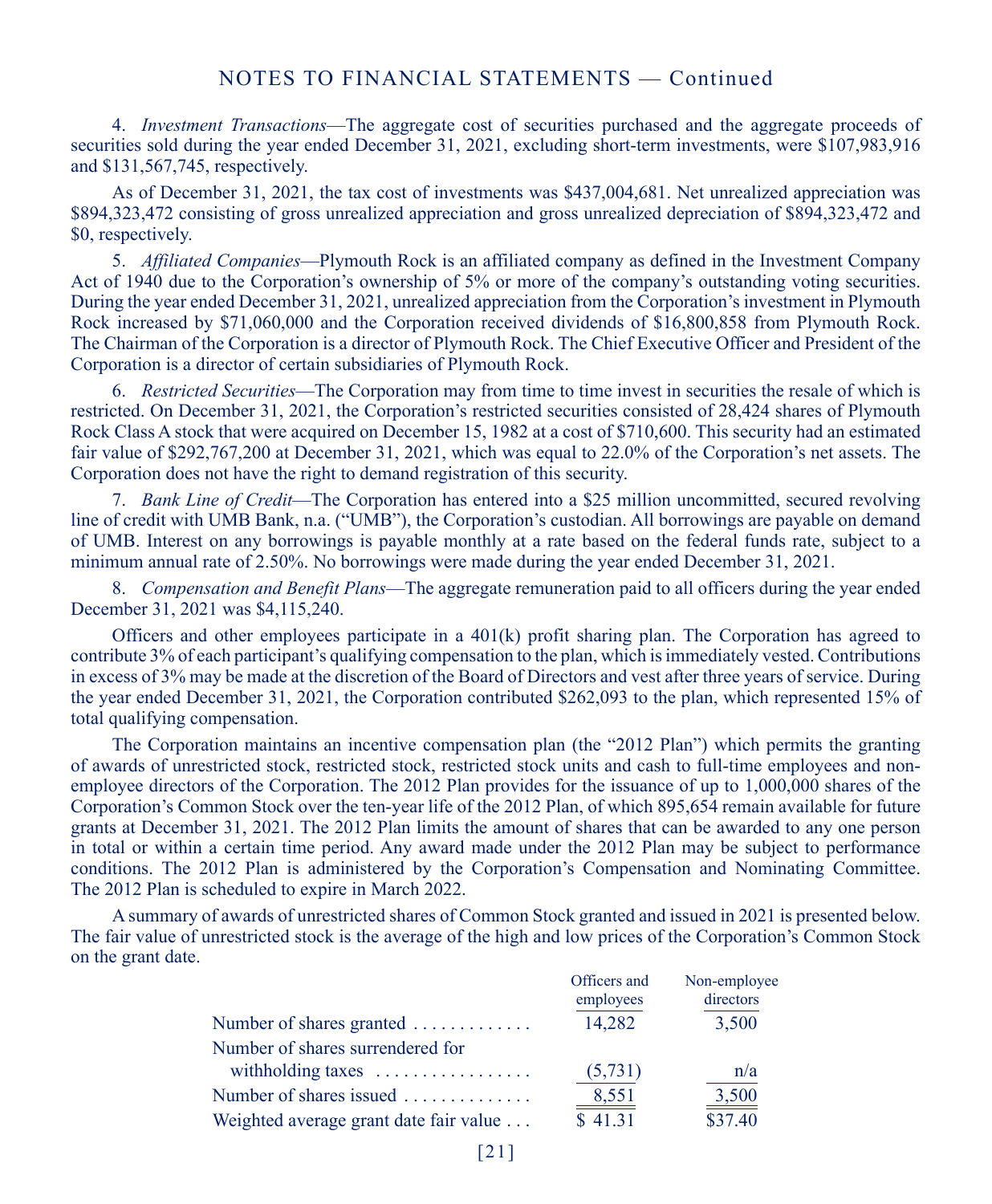4. *Investment Transactions*—The aggregate cost of securities purchased and the aggregate proceeds of securities sold during the year ended December 31, 2021, excluding short-term investments, were $107,983,916 and $131,567,745, respectively.

As of December 31, 2021, the tax cost of investments was $437,004,681. Net unrealized appreciation was $894,323,472 consisting of gross unrealized appreciation and gross unrealized depreciation of $894,323,472 and $0, respectively.

5. *Affiliated Companies*—Plymouth Rock is an affiliated company as defined in the Investment Company Act of 1940 due to the Corporation's ownership of 5% or more of the company's outstanding voting securities. During the year ended December 31, 2021, unrealized appreciation from the Corporation's investment in Plymouth Rock increased by $71,060,000 and the Corporation received dividends of $16,800,858 from Plymouth Rock. The Chairman of the Corporation is a director of Plymouth Rock. The Chief Executive Officer and President of the Corporation is a director of certain subsidiaries of Plymouth Rock.

6. *Restricted Securities*—The Corporation may from time to time invest in securities the resale of which is restricted. On December 31, 2021, the Corporation's restricted securities consisted of 28,424 shares of Plymouth Rock Class A stock that were acquired on December 15, 1982 at a cost of $710,600. This security had an estimated fair value of $292,767,200 at December 31, 2021, which was equal to 22.0% of the Corporation's net assets. The Corporation does not have the right to demand registration of this security.

7. *Bank Line of Credit*—The Corporation has entered into a $25 million uncommitted, secured revolving line of credit with UMB Bank, n.a. ("UMB"), the Corporation's custodian. All borrowings are payable on demand of UMB. Interest on any borrowings is payable monthly at a rate based on the federal funds rate, subject to a minimum annual rate of 2.50%. No borrowings were made during the year ended December 31, 2021.

8. *Compensation and Benefit Plans*—The aggregate remuneration paid to all officers during the year ended December 31, 2021 was $4,115,240.

Officers and other employees participate in a 401(k) profit sharing plan. The Corporation has agreed to contribute 3% of each participant's qualifying compensation to the plan, which is immediately vested. Contributions in excess of 3% may be made at the discretion of the Board of Directors and vest after three years of service. During the year ended December 31, 2021, the Corporation contributed $262,093 to the plan, which represented 15% of total qualifying compensation.

The Corporation maintains an incentive compensation plan (the "2012 Plan") which permits the granting of awards of unrestricted stock, restricted stock, restricted stock units and cash to full-time employees and non-employee directors of the Corporation. The 2012 Plan provides for the issuance of up to 1,000,000 shares of the Corporation's Common Stock over the ten-year life of the 2012 Plan, of which 895,654 remain available for future grants at December 31, 2021. The 2012 Plan limits the amount of shares that can be awarded to any one person in total or within a certain time period. Any award made under the 2012 Plan may be subject to performance conditions. The 2012 Plan is administered by the Corporation's Compensation and Nominating Committee. The 2012 Plan is scheduled to expire in March 2022.

A summary of awards of unrestricted shares of Common Stock granted and issued in 2021 is presented below. The fair value of unrestricted stock is the average of the high and low prices of the Corporation's Common Stock on the grant date.

| | Officers and employees | Non-employee directors |
|---|---|---|
| Number of shares granted | 14,282 | 3,500 |
| Number of shares surrendered for withholding taxes | (5,731) | n/a |
| Number of shares issued | 8,551 | 3,500 |
| Weighted average grant date fair value | $ 41.31 | $37.40 |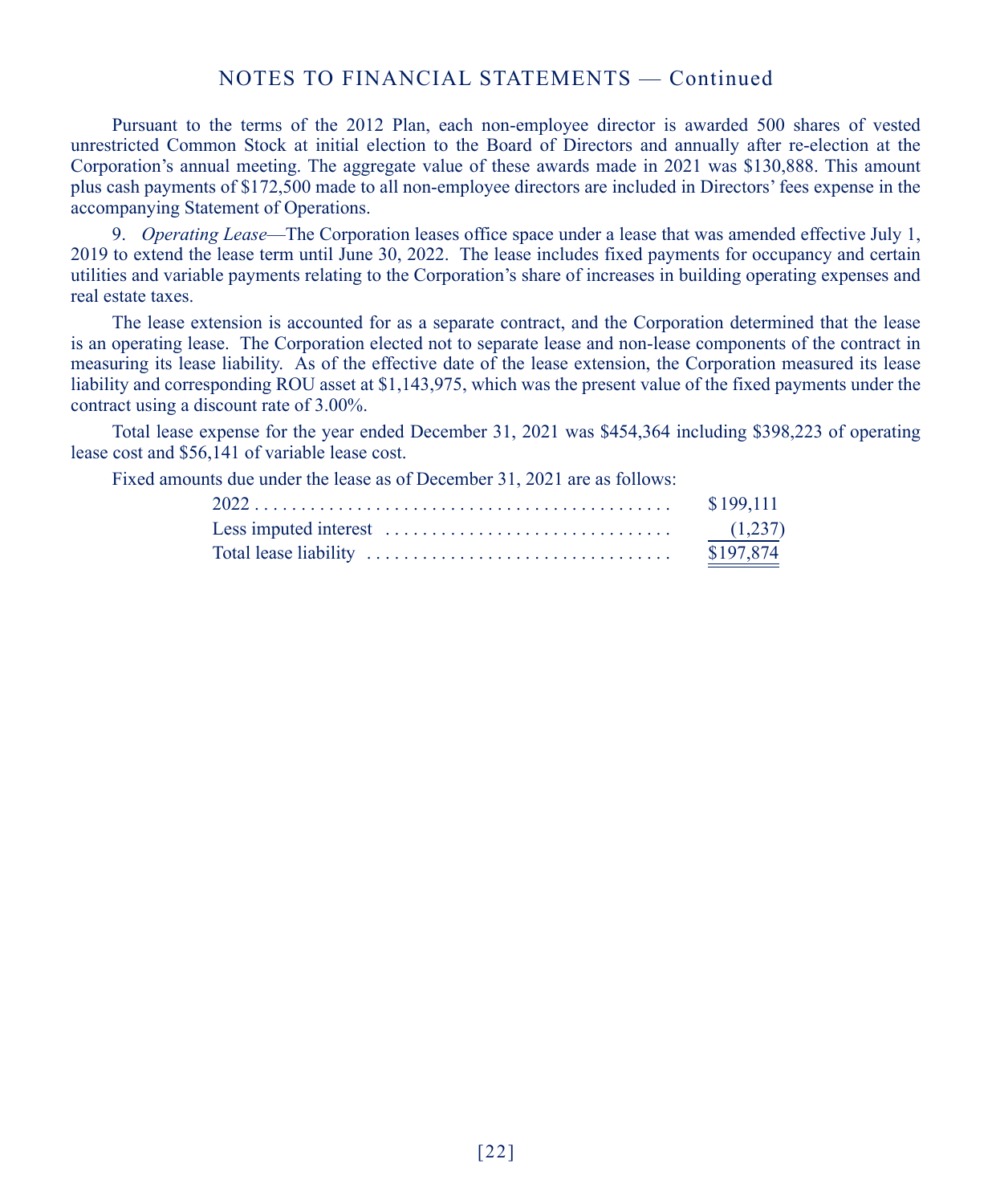Pursuant to the terms of the 2012 Plan, each non-employee director is awarded 500 shares of vested unrestricted Common Stock at initial election to the Board of Directors and annually after re-election at the Corporation's annual meeting. The aggregate value of these awards made in 2021 was $130,888. This amount plus cash payments of $172,500 made to all non-employee directors are included in Directors' fees expense in the accompanying Statement of Operations.

9. *Operating Lease*—The Corporation leases office space under a lease that was amended effective July 1, 2019 to extend the lease term until June 30, 2022. The lease includes fixed payments for occupancy and certain utilities and variable payments relating to the Corporation's share of increases in building operating expenses and real estate taxes.

The lease extension is accounted for as a separate contract, and the Corporation determined that the lease is an operating lease. The Corporation elected not to separate lease and non-lease components of the contract in measuring its lease liability. As of the effective date of the lease extension, the Corporation measured its lease liability and corresponding ROU asset at $1,143,975, which was the present value of the fixed payments under the contract using a discount rate of 3.00%.

Total lease expense for the year ended December 31, 2021 was $454,364 including $398,223 of operating lease cost and $56,141 of variable lease cost.

Fixed amounts due under the lease as of December 31, 2021 are as follows:

| | |
|---|---|
| 2022 | $199,111 |
| Less imputed interest | (1,237) |
| Total lease liability | $197,874 |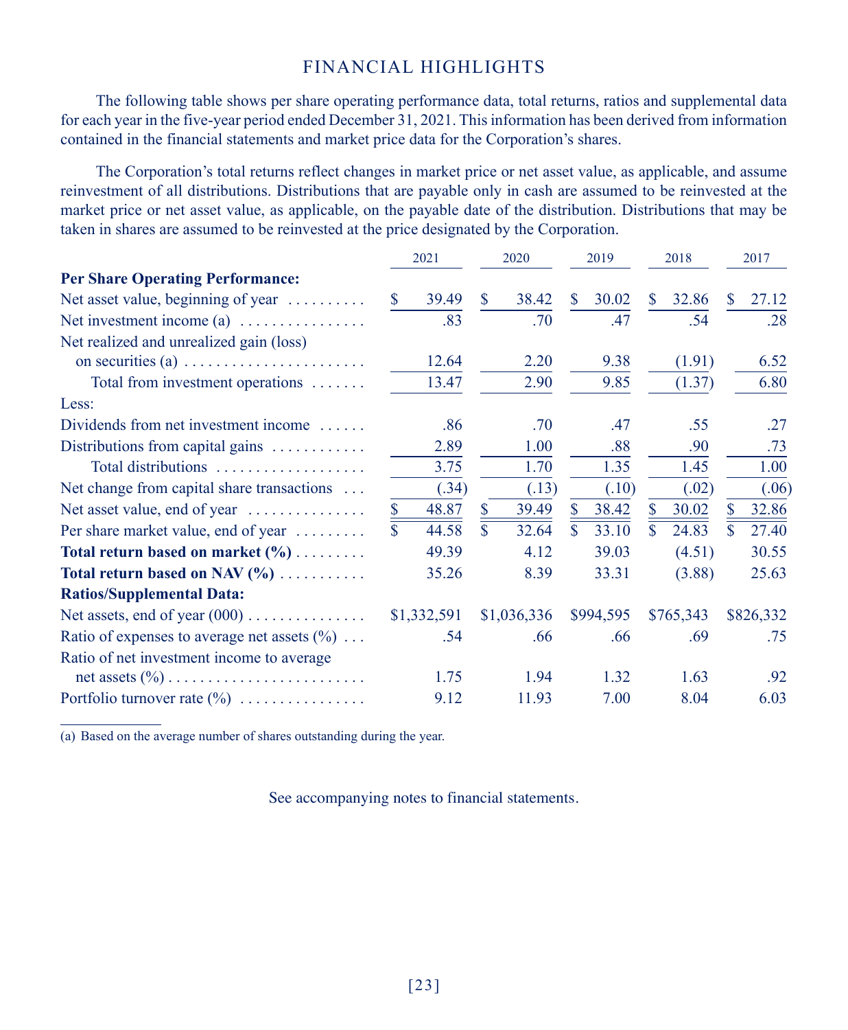## FINANCIAL HIGHLIGHTS

The following table shows per share operating performance data, total returns, ratios and supplemental data for each year in the five-year period ended December 31, 2021. This information has been derived from information contained in the financial statements and market price data for the Corporation's shares.

The Corporation's total returns reflect changes in market price or net asset value, as applicable, and assume reinvestment of all distributions. Distributions that are payable only in cash are assumed to be reinvested at the market price or net asset value, as applicable, on the payable date of the distribution. Distributions that may be taken in shares are assumed to be reinvested at the price designated by the Corporation.

| | 2021 | 2020 | 2019 | 2018 | 2017 |
|---|---|---|---|---|---|
| **Per Share Operating Performance:** | | | | | |
| Net asset value, beginning of year | $ 39.49 | $ 38.42 | $ 30.02 | $ 32.86 | $ 27.12 |
| Net investment income (a) | .83 | .70 | .47 | .54 | .28 |
| Net realized and unrealized gain (loss) on securities (a) | 12.64 | 2.20 | 9.38 | (1.91) | 6.52 |
| Total from investment operations | 13.47 | 2.90 | 9.85 | (1.37) | 6.80 |
| Less: | | | | | |
| Dividends from net investment income | .86 | .70 | .47 | .55 | .27 |
| Distributions from capital gains | 2.89 | 1.00 | .88 | .90 | .73 |
| Total distributions | 3.75 | 1.70 | 1.35 | 1.45 | 1.00 |
| Net change from capital share transactions | (.34) | (.13) | (.10) | (.02) | (.06) |
| Net asset value, end of year | $ 48.87 | $ 39.49 | $ 38.42 | $ 30.02 | $ 32.86 |
| Per share market value, end of year | $ 44.58 | $ 32.64 | $ 33.10 | $ 24.83 | $ 27.40 |
| **Total return based on market (%)** | 49.39 | 4.12 | 39.03 | (4.51) | 30.55 |
| **Total return based on NAV (%)** | 35.26 | 8.39 | 33.31 | (3.88) | 25.63 |
| **Ratios/Supplemental Data:** | | | | | |
| Net assets, end of year (000) | $1,332,591 | $1,036,336 | $994,595 | $765,343 | $826,332 |
| Ratio of expenses to average net assets (%) | .54 | .66 | .66 | .69 | .75 |
| Ratio of net investment income to average net assets (%) | 1.75 | 1.94 | 1.32 | 1.63 | .92 |
| Portfolio turnover rate (%) | 9.12 | 11.93 | 7.00 | 8.04 | 6.03 |

(a) Based on the average number of shares outstanding during the year.

See accompanying notes to financial statements.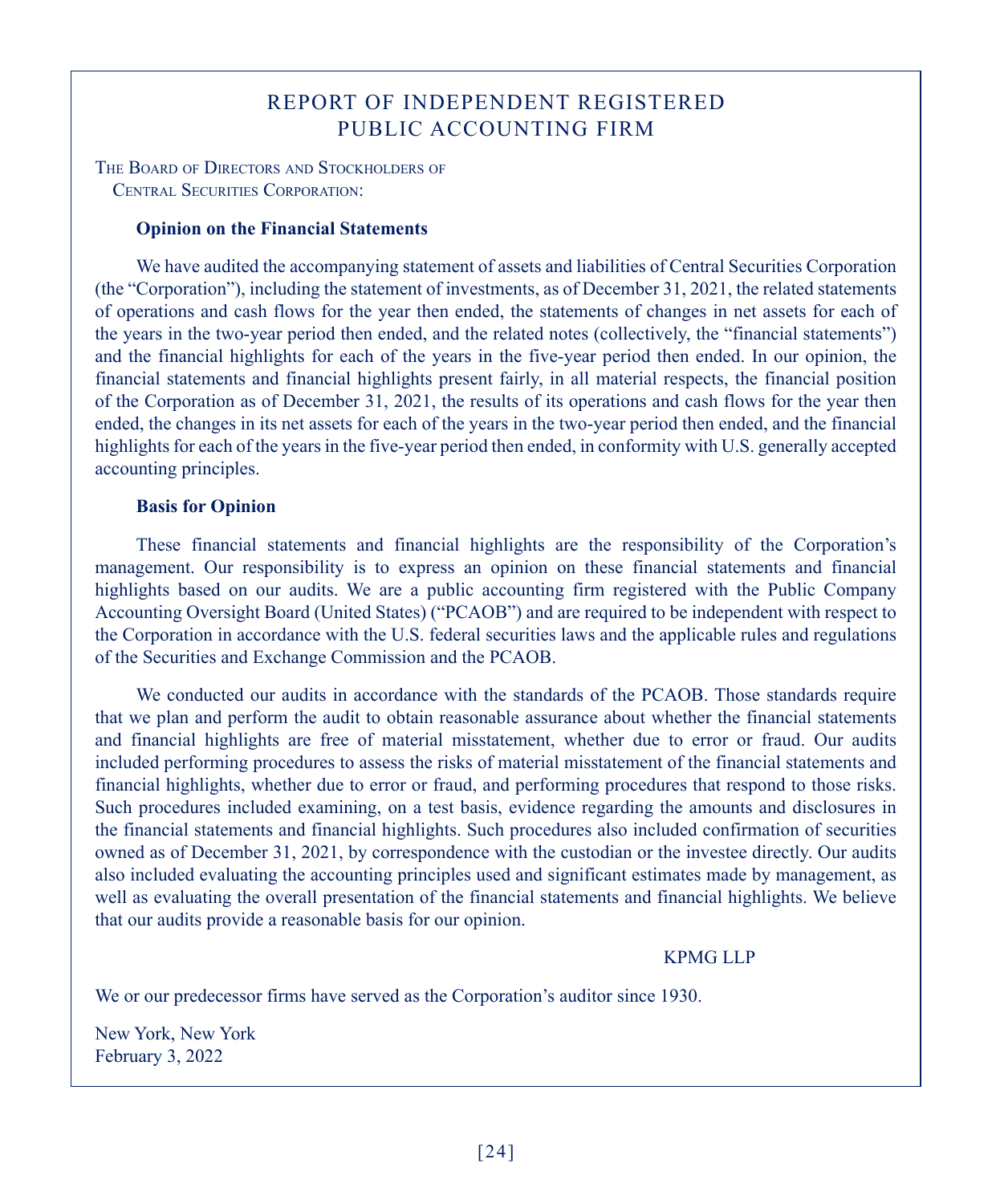# REPORT OF INDEPENDENT REGISTERED PUBLIC ACCOUNTING FIRM

The Board of Directors and Stockholders of
Central Securities Corporation:

### Opinion on the Financial Statements

We have audited the accompanying statement of assets and liabilities of Central Securities Corporation (the "Corporation"), including the statement of investments, as of December 31, 2021, the related statements of operations and cash flows for the year then ended, the statements of changes in net assets for each of the years in the two-year period then ended, and the related notes (collectively, the "financial statements") and the financial highlights for each of the years in the five-year period then ended. In our opinion, the financial statements and financial highlights present fairly, in all material respects, the financial position of the Corporation as of December 31, 2021, the results of its operations and cash flows for the year then ended, the changes in its net assets for each of the years in the two-year period then ended, and the financial highlights for each of the years in the five-year period then ended, in conformity with U.S. generally accepted accounting principles.

### Basis for Opinion

These financial statements and financial highlights are the responsibility of the Corporation's management. Our responsibility is to express an opinion on these financial statements and financial highlights based on our audits. We are a public accounting firm registered with the Public Company Accounting Oversight Board (United States) ("PCAOB") and are required to be independent with respect to the Corporation in accordance with the U.S. federal securities laws and the applicable rules and regulations of the Securities and Exchange Commission and the PCAOB.

We conducted our audits in accordance with the standards of the PCAOB. Those standards require that we plan and perform the audit to obtain reasonable assurance about whether the financial statements and financial highlights are free of material misstatement, whether due to error or fraud. Our audits included performing procedures to assess the risks of material misstatement of the financial statements and financial highlights, whether due to error or fraud, and performing procedures that respond to those risks. Such procedures included examining, on a test basis, evidence regarding the amounts and disclosures in the financial statements and financial highlights. Such procedures also included confirmation of securities owned as of December 31, 2021, by correspondence with the custodian or the investee directly. Our audits also included evaluating the accounting principles used and significant estimates made by management, as well as evaluating the overall presentation of the financial statements and financial highlights. We believe that our audits provide a reasonable basis for our opinion.

KPMG LLP

We or our predecessor firms have served as the Corporation's auditor since 1930.

New York, New York
February 3, 2022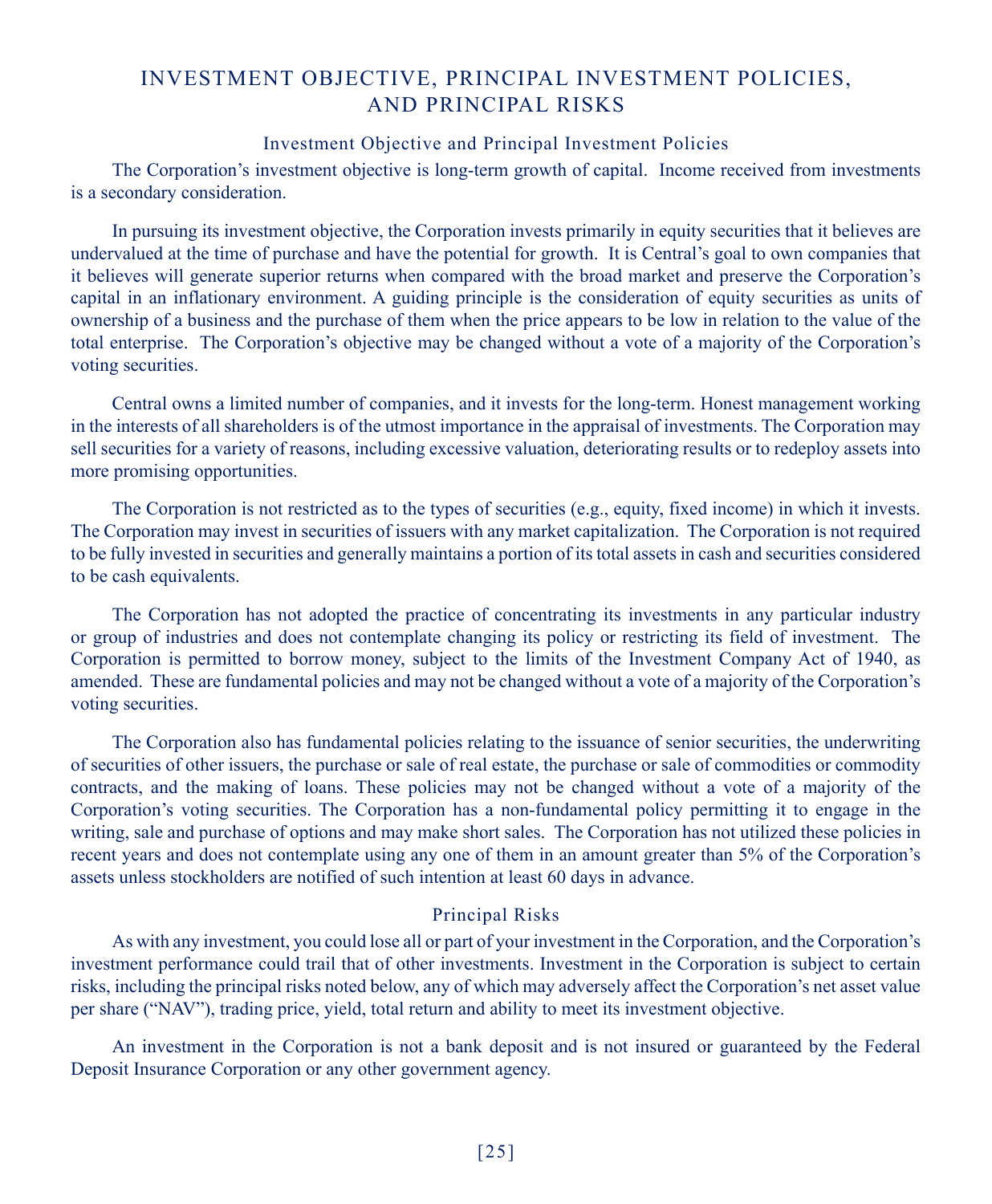# INVESTMENT OBJECTIVE, PRINCIPAL INVESTMENT POLICIES, AND PRINCIPAL RISKS

## Investment Objective and Principal Investment Policies

The Corporation's investment objective is long-term growth of capital. Income received from investments is a secondary consideration.

In pursuing its investment objective, the Corporation invests primarily in equity securities that it believes are undervalued at the time of purchase and have the potential for growth. It is Central's goal to own companies that it believes will generate superior returns when compared with the broad market and preserve the Corporation's capital in an inflationary environment. A guiding principle is the consideration of equity securities as units of ownership of a business and the purchase of them when the price appears to be low in relation to the value of the total enterprise. The Corporation's objective may be changed without a vote of a majority of the Corporation's voting securities.

Central owns a limited number of companies, and it invests for the long-term. Honest management working in the interests of all shareholders is of the utmost importance in the appraisal of investments. The Corporation may sell securities for a variety of reasons, including excessive valuation, deteriorating results or to redeploy assets into more promising opportunities.

The Corporation is not restricted as to the types of securities (e.g., equity, fixed income) in which it invests. The Corporation may invest in securities of issuers with any market capitalization. The Corporation is not required to be fully invested in securities and generally maintains a portion of its total assets in cash and securities considered to be cash equivalents.

The Corporation has not adopted the practice of concentrating its investments in any particular industry or group of industries and does not contemplate changing its policy or restricting its field of investment. The Corporation is permitted to borrow money, subject to the limits of the Investment Company Act of 1940, as amended. These are fundamental policies and may not be changed without a vote of a majority of the Corporation's voting securities.

The Corporation also has fundamental policies relating to the issuance of senior securities, the underwriting of securities of other issuers, the purchase or sale of real estate, the purchase or sale of commodities or commodity contracts, and the making of loans. These policies may not be changed without a vote of a majority of the Corporation's voting securities. The Corporation has a non-fundamental policy permitting it to engage in the writing, sale and purchase of options and may make short sales. The Corporation has not utilized these policies in recent years and does not contemplate using any one of them in an amount greater than 5% of the Corporation's assets unless stockholders are notified of such intention at least 60 days in advance.

## Principal Risks

As with any investment, you could lose all or part of your investment in the Corporation, and the Corporation's investment performance could trail that of other investments. Investment in the Corporation is subject to certain risks, including the principal risks noted below, any of which may adversely affect the Corporation's net asset value per share ("NAV"), trading price, yield, total return and ability to meet its investment objective.

An investment in the Corporation is not a bank deposit and is not insured or guaranteed by the Federal Deposit Insurance Corporation or any other government agency.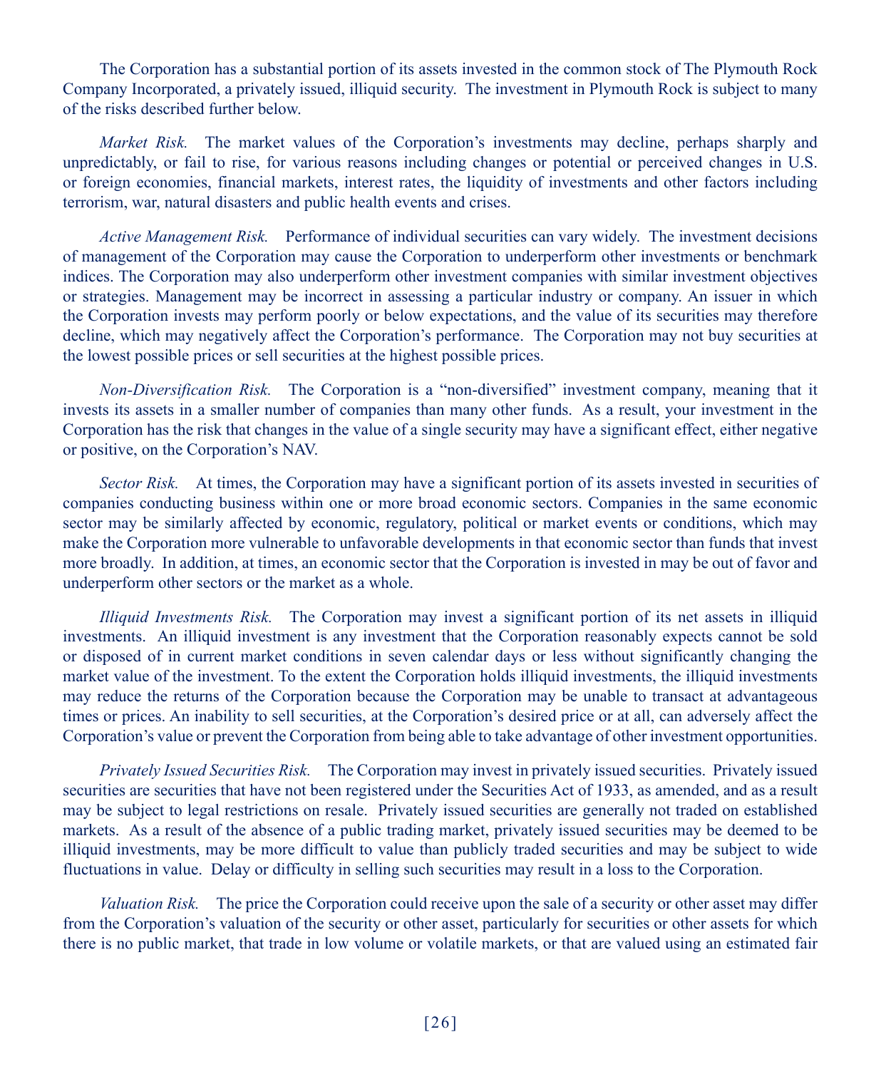The Corporation has a substantial portion of its assets invested in the common stock of The Plymouth Rock Company Incorporated, a privately issued, illiquid security. The investment in Plymouth Rock is subject to many of the risks described further below.

*Market Risk.* The market values of the Corporation's investments may decline, perhaps sharply and unpredictably, or fail to rise, for various reasons including changes or potential or perceived changes in U.S. or foreign economies, financial markets, interest rates, the liquidity of investments and other factors including terrorism, war, natural disasters and public health events and crises.

*Active Management Risk.* Performance of individual securities can vary widely. The investment decisions of management of the Corporation may cause the Corporation to underperform other investments or benchmark indices. The Corporation may also underperform other investment companies with similar investment objectives or strategies. Management may be incorrect in assessing a particular industry or company. An issuer in which the Corporation invests may perform poorly or below expectations, and the value of its securities may therefore decline, which may negatively affect the Corporation's performance. The Corporation may not buy securities at the lowest possible prices or sell securities at the highest possible prices.

*Non-Diversification Risk.* The Corporation is a "non-diversified" investment company, meaning that it invests its assets in a smaller number of companies than many other funds. As a result, your investment in the Corporation has the risk that changes in the value of a single security may have a significant effect, either negative or positive, on the Corporation's NAV.

*Sector Risk.* At times, the Corporation may have a significant portion of its assets invested in securities of companies conducting business within one or more broad economic sectors. Companies in the same economic sector may be similarly affected by economic, regulatory, political or market events or conditions, which may make the Corporation more vulnerable to unfavorable developments in that economic sector than funds that invest more broadly. In addition, at times, an economic sector that the Corporation is invested in may be out of favor and underperform other sectors or the market as a whole.

*Illiquid Investments Risk.* The Corporation may invest a significant portion of its net assets in illiquid investments. An illiquid investment is any investment that the Corporation reasonably expects cannot be sold or disposed of in current market conditions in seven calendar days or less without significantly changing the market value of the investment. To the extent the Corporation holds illiquid investments, the illiquid investments may reduce the returns of the Corporation because the Corporation may be unable to transact at advantageous times or prices. An inability to sell securities, at the Corporation's desired price or at all, can adversely affect the Corporation's value or prevent the Corporation from being able to take advantage of other investment opportunities.

*Privately Issued Securities Risk.* The Corporation may invest in privately issued securities. Privately issued securities are securities that have not been registered under the Securities Act of 1933, as amended, and as a result may be subject to legal restrictions on resale. Privately issued securities are generally not traded on established markets. As a result of the absence of a public trading market, privately issued securities may be deemed to be illiquid investments, may be more difficult to value than publicly traded securities and may be subject to wide fluctuations in value. Delay or difficulty in selling such securities may result in a loss to the Corporation.

*Valuation Risk.* The price the Corporation could receive upon the sale of a security or other asset may differ from the Corporation's valuation of the security or other asset, particularly for securities or other assets for which there is no public market, that trade in low volume or volatile markets, or that are valued using an estimated fair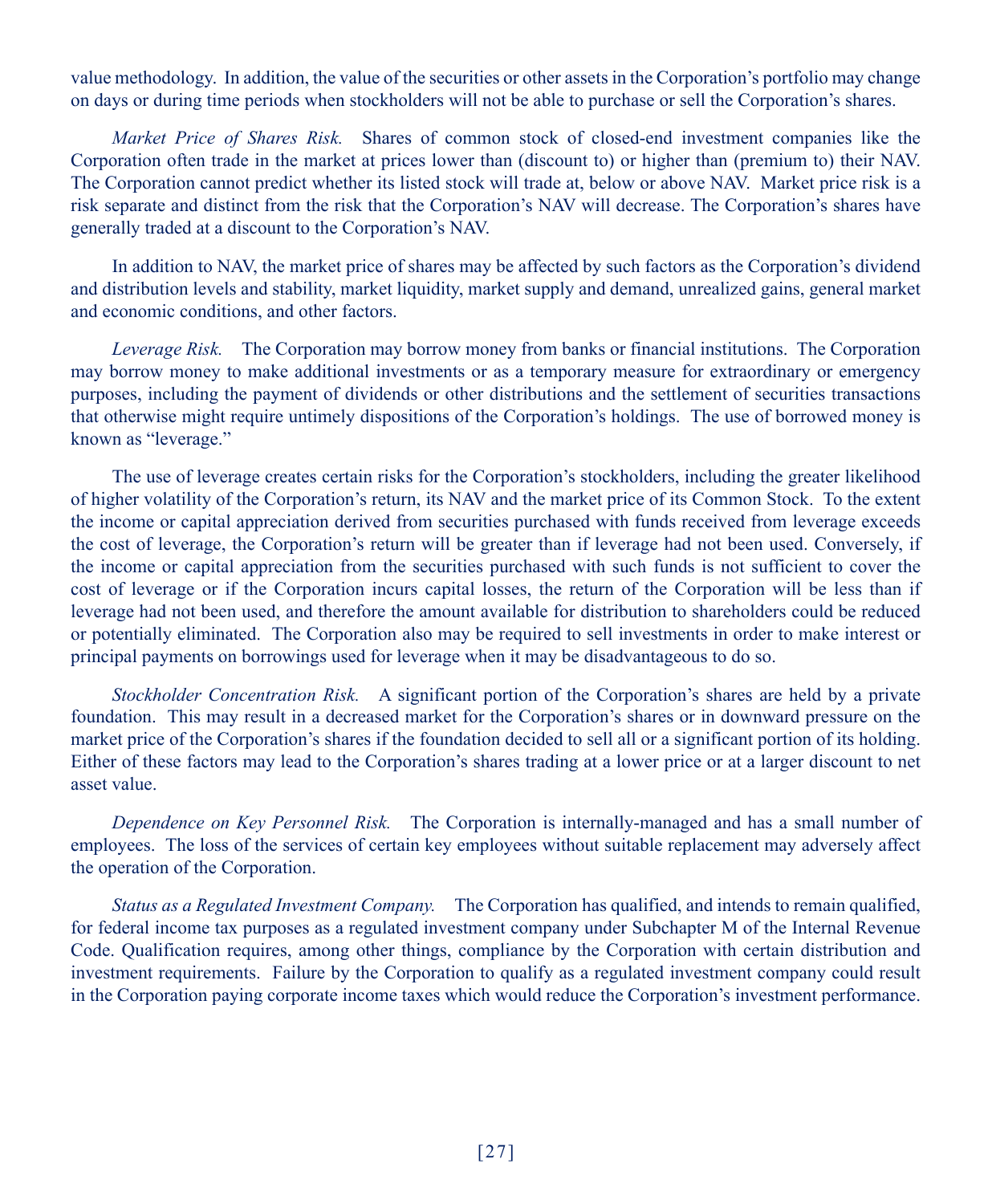value methodology. In addition, the value of the securities or other assets in the Corporation's portfolio may change on days or during time periods when stockholders will not be able to purchase or sell the Corporation's shares.

*Market Price of Shares Risk.* Shares of common stock of closed-end investment companies like the Corporation often trade in the market at prices lower than (discount to) or higher than (premium to) their NAV. The Corporation cannot predict whether its listed stock will trade at, below or above NAV. Market price risk is a risk separate and distinct from the risk that the Corporation's NAV will decrease. The Corporation's shares have generally traded at a discount to the Corporation's NAV.

In addition to NAV, the market price of shares may be affected by such factors as the Corporation's dividend and distribution levels and stability, market liquidity, market supply and demand, unrealized gains, general market and economic conditions, and other factors.

*Leverage Risk.* The Corporation may borrow money from banks or financial institutions. The Corporation may borrow money to make additional investments or as a temporary measure for extraordinary or emergency purposes, including the payment of dividends or other distributions and the settlement of securities transactions that otherwise might require untimely dispositions of the Corporation's holdings. The use of borrowed money is known as "leverage."

The use of leverage creates certain risks for the Corporation's stockholders, including the greater likelihood of higher volatility of the Corporation's return, its NAV and the market price of its Common Stock. To the extent the income or capital appreciation derived from securities purchased with funds received from leverage exceeds the cost of leverage, the Corporation's return will be greater than if leverage had not been used. Conversely, if the income or capital appreciation from the securities purchased with such funds is not sufficient to cover the cost of leverage or if the Corporation incurs capital losses, the return of the Corporation will be less than if leverage had not been used, and therefore the amount available for distribution to shareholders could be reduced or potentially eliminated. The Corporation also may be required to sell investments in order to make interest or principal payments on borrowings used for leverage when it may be disadvantageous to do so.

*Stockholder Concentration Risk.* A significant portion of the Corporation's shares are held by a private foundation. This may result in a decreased market for the Corporation's shares or in downward pressure on the market price of the Corporation's shares if the foundation decided to sell all or a significant portion of its holding. Either of these factors may lead to the Corporation's shares trading at a lower price or at a larger discount to net asset value.

*Dependence on Key Personnel Risk.* The Corporation is internally-managed and has a small number of employees. The loss of the services of certain key employees without suitable replacement may adversely affect the operation of the Corporation.

*Status as a Regulated Investment Company.* The Corporation has qualified, and intends to remain qualified, for federal income tax purposes as a regulated investment company under Subchapter M of the Internal Revenue Code. Qualification requires, among other things, compliance by the Corporation with certain distribution and investment requirements. Failure by the Corporation to qualify as a regulated investment company could result in the Corporation paying corporate income taxes which would reduce the Corporation's investment performance.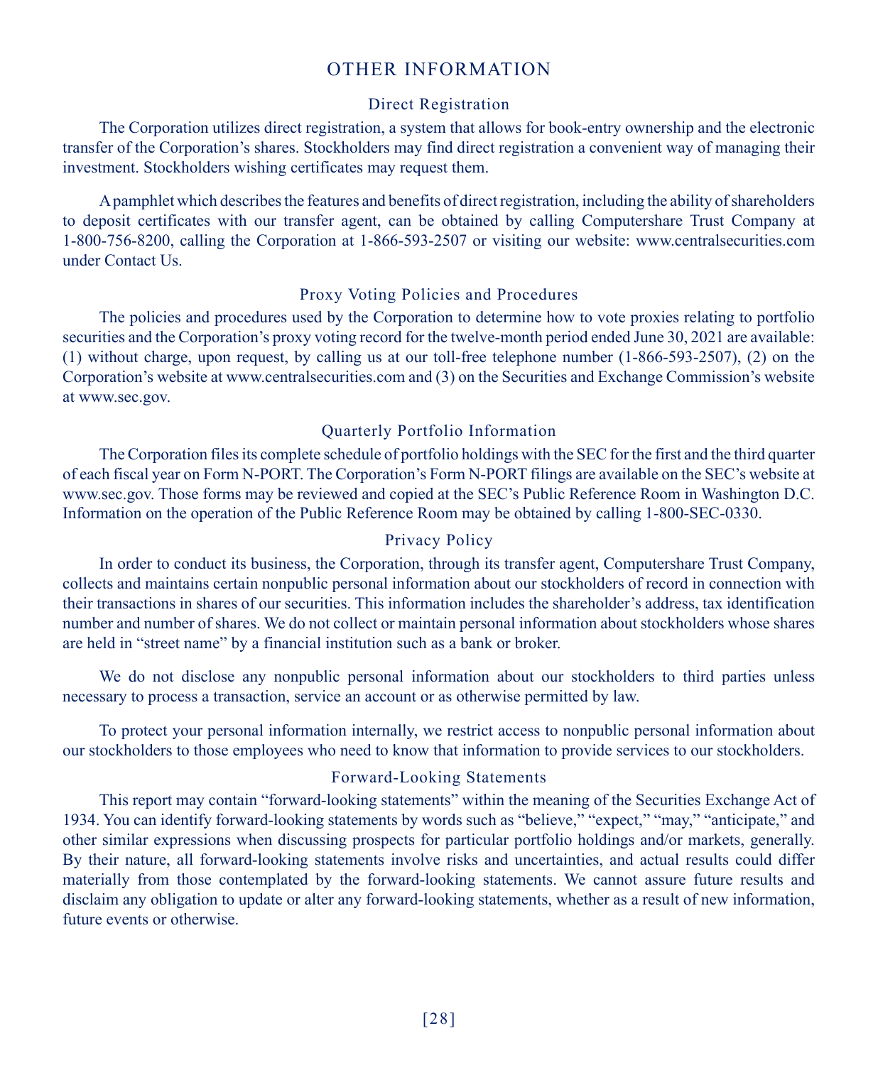# OTHER INFORMATION

## Direct Registration

The Corporation utilizes direct registration, a system that allows for book-entry ownership and the electronic transfer of the Corporation's shares. Stockholders may find direct registration a convenient way of managing their investment. Stockholders wishing certificates may request them.

A pamphlet which describes the features and benefits of direct registration, including the ability of shareholders to deposit certificates with our transfer agent, can be obtained by calling Computershare Trust Company at 1-800-756-8200, calling the Corporation at 1-866-593-2507 or visiting our website: www.centralsecurities.com under Contact Us.

## Proxy Voting Policies and Procedures

The policies and procedures used by the Corporation to determine how to vote proxies relating to portfolio securities and the Corporation's proxy voting record for the twelve-month period ended June 30, 2021 are available: (1) without charge, upon request, by calling us at our toll-free telephone number (1-866-593-2507), (2) on the Corporation's website at www.centralsecurities.com and (3) on the Securities and Exchange Commission's website at www.sec.gov.

## Quarterly Portfolio Information

The Corporation files its complete schedule of portfolio holdings with the SEC for the first and the third quarter of each fiscal year on Form N-PORT. The Corporation's Form N-PORT filings are available on the SEC's website at www.sec.gov. Those forms may be reviewed and copied at the SEC's Public Reference Room in Washington D.C. Information on the operation of the Public Reference Room may be obtained by calling 1-800-SEC-0330.

## Privacy Policy

In order to conduct its business, the Corporation, through its transfer agent, Computershare Trust Company, collects and maintains certain nonpublic personal information about our stockholders of record in connection with their transactions in shares of our securities. This information includes the shareholder's address, tax identification number and number of shares. We do not collect or maintain personal information about stockholders whose shares are held in "street name" by a financial institution such as a bank or broker.

We do not disclose any nonpublic personal information about our stockholders to third parties unless necessary to process a transaction, service an account or as otherwise permitted by law.

To protect your personal information internally, we restrict access to nonpublic personal information about our stockholders to those employees who need to know that information to provide services to our stockholders.

## Forward-Looking Statements

This report may contain "forward-looking statements" within the meaning of the Securities Exchange Act of 1934. You can identify forward-looking statements by words such as "believe," "expect," "may," "anticipate," and other similar expressions when discussing prospects for particular portfolio holdings and/or markets, generally. By their nature, all forward-looking statements involve risks and uncertainties, and actual results could differ materially from those contemplated by the forward-looking statements. We cannot assure future results and disclaim any obligation to update or alter any forward-looking statements, whether as a result of new information, future events or otherwise.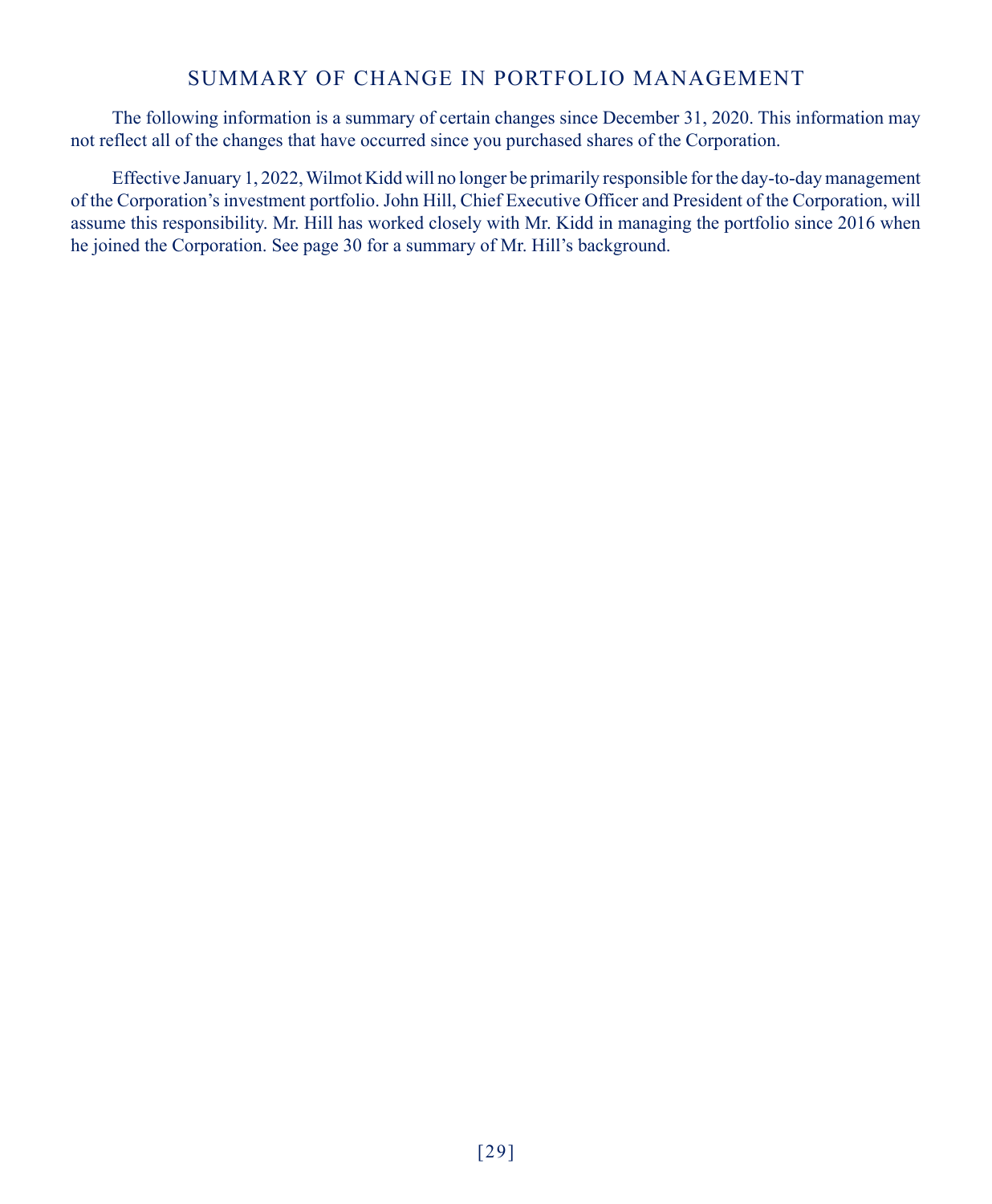# SUMMARY OF CHANGE IN PORTFOLIO MANAGEMENT

The following information is a summary of certain changes since December 31, 2020. This information may not reflect all of the changes that have occurred since you purchased shares of the Corporation.

Effective January 1, 2022, Wilmot Kidd will no longer be primarily responsible for the day-to-day management of the Corporation's investment portfolio. John Hill, Chief Executive Officer and President of the Corporation, will assume this responsibility. Mr. Hill has worked closely with Mr. Kidd in managing the portfolio since 2016 when he joined the Corporation. See page 30 for a summary of Mr. Hill's background.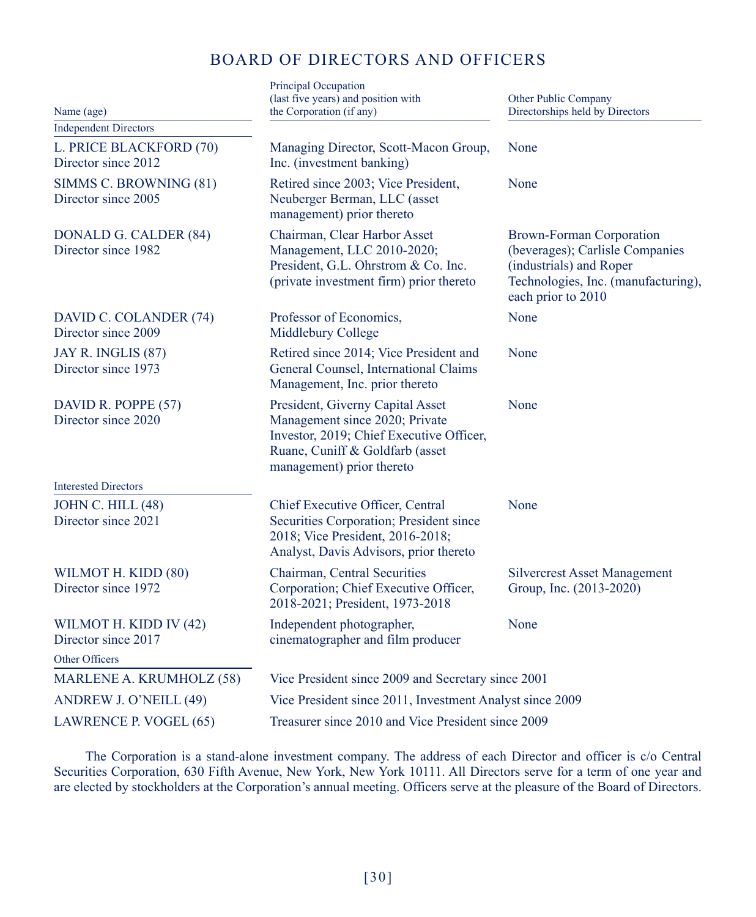# BOARD OF DIRECTORS AND OFFICERS

| Name (age) | Principal Occupation (last five years) and position with the Corporation (if any) | Other Public Company Directorships held by Directors |
|---|---|---|
| **Independent Directors** | | |
| L. PRICE BLACKFORD (70)<br>Director since 2012 | Managing Director, Scott-Macon Group, Inc. (investment banking) | None |
| SIMMS C. BROWNING (81)<br>Director since 2005 | Retired since 2003; Vice President, Neuberger Berman, LLC (asset management) prior thereto | None |
| DONALD G. CALDER (84)<br>Director since 1982 | Chairman, Clear Harbor Asset Management, LLC 2010-2020; President, G.L. Ohrstrom & Co. Inc. (private investment firm) prior thereto | Brown-Forman Corporation (beverages); Carlisle Companies (industrials) and Roper Technologies, Inc. (manufacturing), each prior to 2010 |
| DAVID C. COLANDER (74)<br>Director since 2009 | Professor of Economics, Middlebury College | None |
| JAY R. INGLIS (87)<br>Director since 1973 | Retired since 2014; Vice President and General Counsel, International Claims Management, Inc. prior thereto | None |
| DAVID R. POPPE (57)<br>Director since 2020 | President, Giverny Capital Asset Management since 2020; Private Investor, 2019; Chief Executive Officer, Ruane, Cuniff & Goldfarb (asset management) prior thereto | None |
| **Interested Directors** | | |
| JOHN C. HILL (48)<br>Director since 2021 | Chief Executive Officer, Central Securities Corporation; President since 2018; Vice President, 2016-2018; Analyst, Davis Advisors, prior thereto | None |
| WILMOT H. KIDD (80)<br>Director since 1972 | Chairman, Central Securities Corporation; Chief Executive Officer, 2018-2021; President, 1973-2018 | Silvercrest Asset Management Group, Inc. (2013-2020) |
| WILMOT H. KIDD IV (42)<br>Director since 2017 | Independent photographer, cinematographer and film producer | None |
| **Other Officers** | | |
| MARLENE A. KRUMHOLZ (58) | Vice President since 2009 and Secretary since 2001 | |
| ANDREW J. O'NEILL (49) | Vice President since 2011, Investment Analyst since 2009 | |
| LAWRENCE P. VOGEL (65) | Treasurer since 2010 and Vice President since 2009 | |

The Corporation is a stand-alone investment company. The address of each Director and officer is c/o Central Securities Corporation, 630 Fifth Avenue, New York, New York 10111. All Directors serve for a term of one year and are elected by stockholders at the Corporation's annual meeting. Officers serve at the pleasure of the Board of Directors.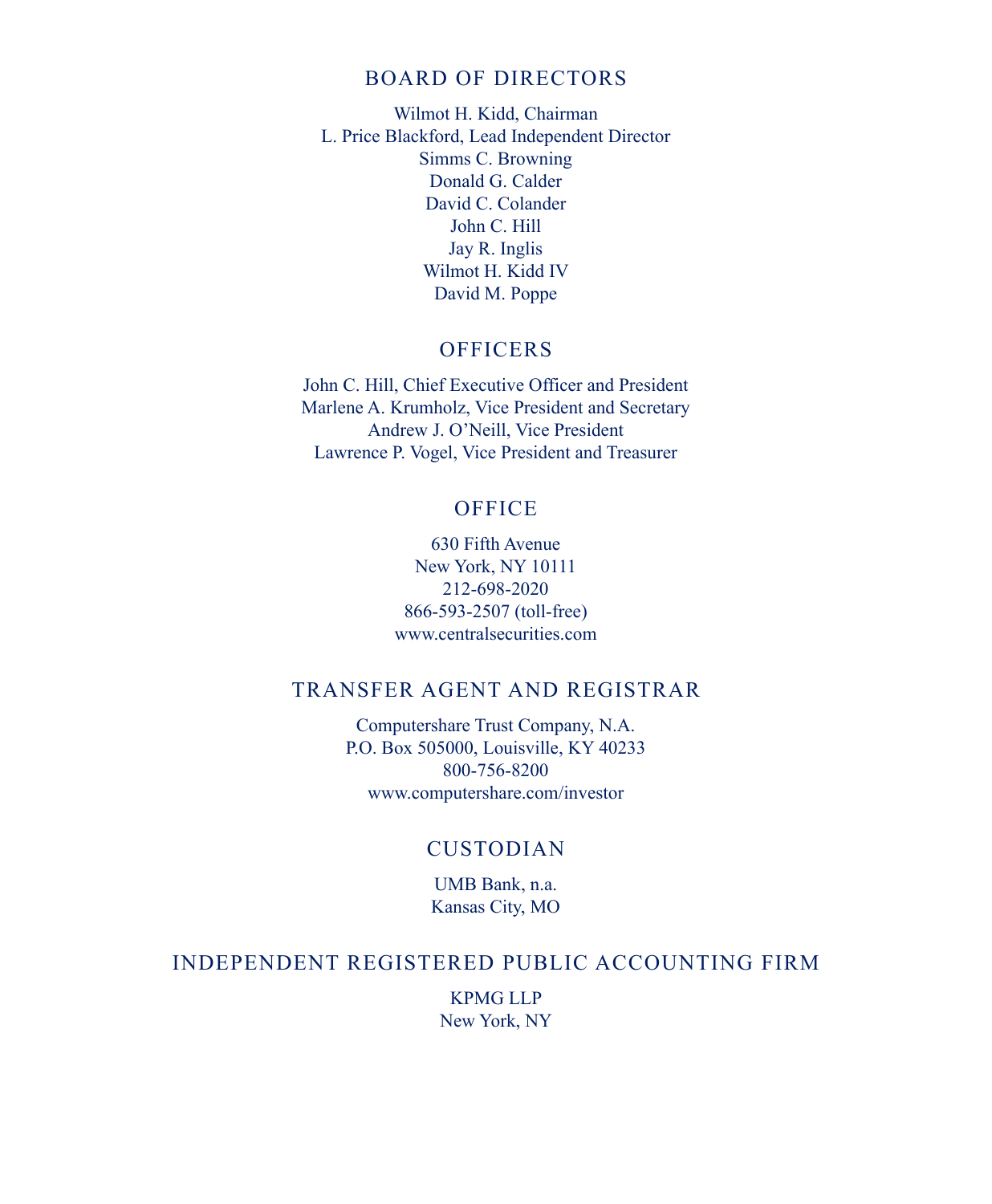## BOARD OF DIRECTORS

Wilmot H. Kidd, Chairman
L. Price Blackford, Lead Independent Director
Simms C. Browning
Donald G. Calder
David C. Colander
John C. Hill
Jay R. Inglis
Wilmot H. Kidd IV
David M. Poppe

## OFFICERS

John C. Hill, Chief Executive Officer and President
Marlene A. Krumholz, Vice President and Secretary
Andrew J. O'Neill, Vice President
Lawrence P. Vogel, Vice President and Treasurer

## OFFICE

630 Fifth Avenue
New York, NY 10111
212-698-2020
866-593-2507 (toll-free)
www.centralsecurities.com

## TRANSFER AGENT AND REGISTRAR

Computershare Trust Company, N.A.
P.O. Box 505000, Louisville, KY 40233
800-756-8200
www.computershare.com/investor

## CUSTODIAN

UMB Bank, n.a.
Kansas City, MO

## INDEPENDENT REGISTERED PUBLIC ACCOUNTING FIRM

KPMG LLP
New York, NY